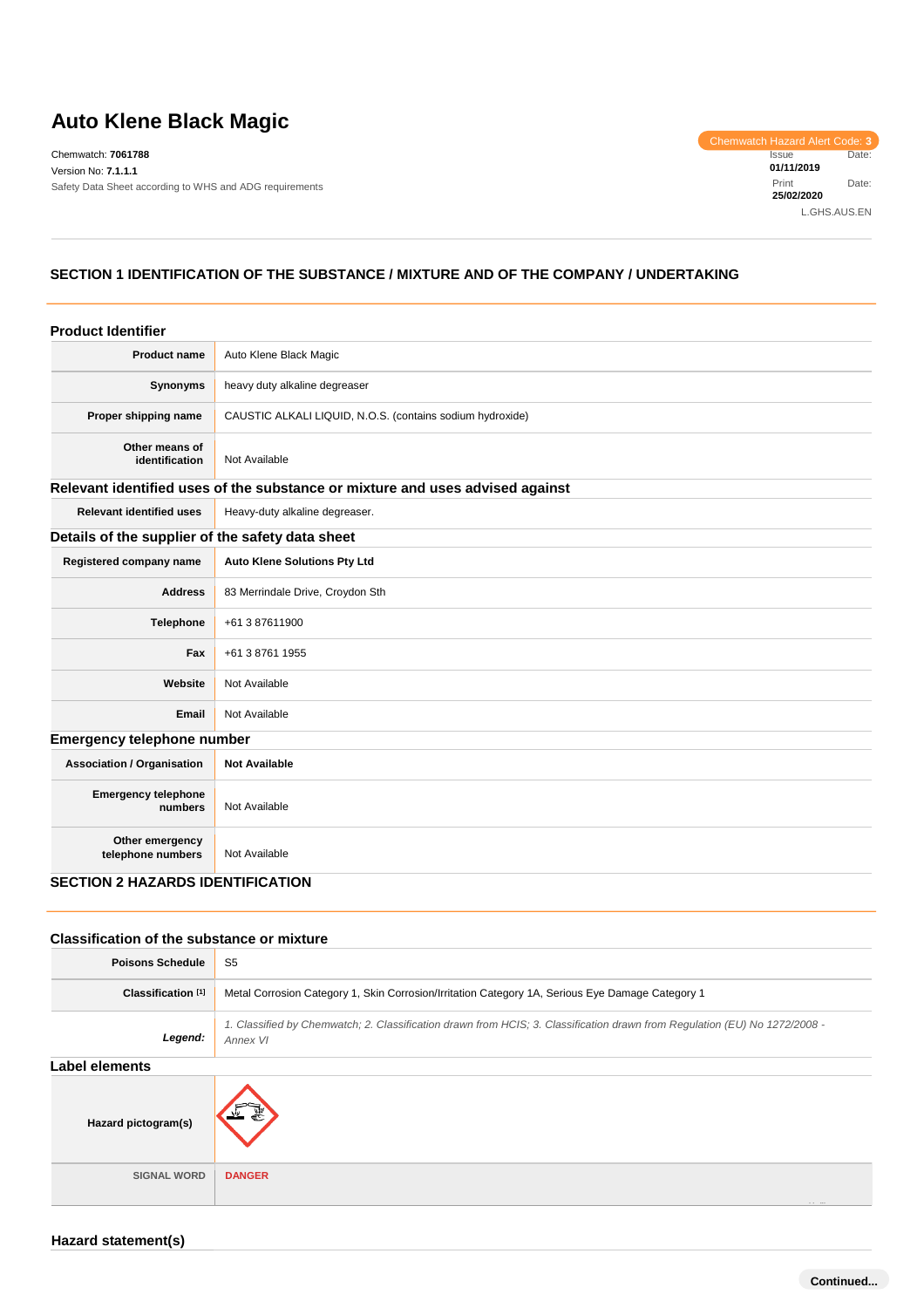# Auto Klene Black Magic

Chemwatch: **7061788**
Version No: **7.1.1.1**
Safety Data Sheet according to WHS and ADG requirements

Chemwatch Hazard Alert Code: **3**
Issue Date: **01/11/2019**
Print Date: **25/02/2020**
L.GHS.AUS.EN

## SECTION 1 IDENTIFICATION OF THE SUBSTANCE / MIXTURE AND OF THE COMPANY / UNDERTAKING

### Product Identifier

| | |
|---|---|
| **Product name** | Auto Klene Black Magic |
| **Synonyms** | heavy duty alkaline degreaser |
| **Proper shipping name** | CAUSTIC ALKALI LIQUID, N.O.S. (contains sodium hydroxide) |
| **Other means of identification** | Not Available |

### Relevant identified uses of the substance or mixture and uses advised against

| | |
|---|---|
| **Relevant identified uses** | Heavy-duty alkaline degreaser. |

### Details of the supplier of the safety data sheet

| | |
|---|---|
| **Registered company name** | **Auto Klene Solutions Pty Ltd** |
| **Address** | 83 Merrindale Drive, Croydon Sth |
| **Telephone** | +61 3 87611900 |
| **Fax** | +61 3 8761 1955 |
| **Website** | Not Available |
| **Email** | Not Available |

### Emergency telephone number

| | |
|---|---|
| **Association / Organisation** | **Not Available** |
| **Emergency telephone numbers** | Not Available |
| **Other emergency telephone numbers** | Not Available |

## SECTION 2 HAZARDS IDENTIFICATION

### Classification of the substance or mixture

| | |
|---|---|
| **Poisons Schedule** | S5 |
| **Classification** [1] | Metal Corrosion Category 1, Skin Corrosion/Irritation Category 1A, Serious Eye Damage Category 1 |
| ***Legend:*** | *1. Classified by Chemwatch; 2. Classification drawn from HCIS; 3. Classification drawn from Regulation (EU) No 1272/2008 - Annex VI* |

### Label elements

| | |
|---|---|
| **Hazard pictogram(s)** | |
| SIGNAL WORD | **DANGER** |

### Hazard statement(s)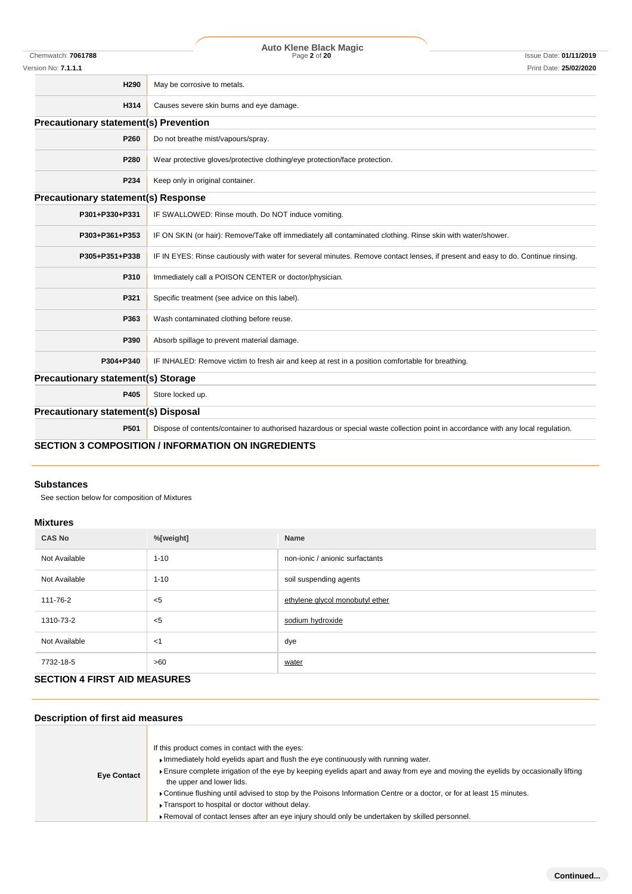| | |
|---|---|
| **H290** | May be corrosive to metals. |
| **H314** | Causes severe skin burns and eye damage. |

### Precautionary statement(s) Prevention

| | |
|---|---|
| **P260** | Do not breathe mist/vapours/spray. |
| **P280** | Wear protective gloves/protective clothing/eye protection/face protection. |
| **P234** | Keep only in original container. |

### Precautionary statement(s) Response

| | |
|---|---|
| **P301+P330+P331** | IF SWALLOWED: Rinse mouth. Do NOT induce vomiting. |
| **P303+P361+P353** | IF ON SKIN (or hair): Remove/Take off immediately all contaminated clothing. Rinse skin with water/shower. |
| **P305+P351+P338** | IF IN EYES: Rinse cautiously with water for several minutes. Remove contact lenses, if present and easy to do. Continue rinsing. |
| **P310** | Immediately call a POISON CENTER or doctor/physician. |
| **P321** | Specific treatment (see advice on this label). |
| **P363** | Wash contaminated clothing before reuse. |
| **P390** | Absorb spillage to prevent material damage. |
| **P304+P340** | IF INHALED: Remove victim to fresh air and keep at rest in a position comfortable for breathing. |

### Precautionary statement(s) Storage

| | |
|---|---|
| **P405** | Store locked up. |

### Precautionary statement(s) Disposal

| | |
|---|---|
| **P501** | Dispose of contents/container to authorised hazardous or special waste collection point in accordance with any local regulation. |

## SECTION 3 COMPOSITION / INFORMATION ON INGREDIENTS

### Substances

See section below for composition of Mixtures

### Mixtures

| CAS No | %[weight] | Name |
|---|---|---|
| Not Available | 1-10 | non-ionic / anionic surfactants |
| Not Available | 1-10 | soil suspending agents |
| 111-76-2 | <5 | ethylene glycol monobutyl ether |
| 1310-73-2 | <5 | sodium hydroxide |
| Not Available | <1 | dye |
| 7732-18-5 | >60 | water |

## SECTION 4 FIRST AID MEASURES

### Description of first aid measures

| | |
|---|---|
| **Eye Contact** | If this product comes in contact with the eyes:<br>▸ Immediately hold eyelids apart and flush the eye continuously with running water.<br>▸ Ensure complete irrigation of the eye by keeping eyelids apart and away from eye and moving the eyelids by occasionally lifting the upper and lower lids.<br>▸ Continue flushing until advised to stop by the Poisons Information Centre or a doctor, or for at least 15 minutes.<br>▸ Transport to hospital or doctor without delay.<br>▸ Removal of contact lenses after an eye injury should only be undertaken by skilled personnel. |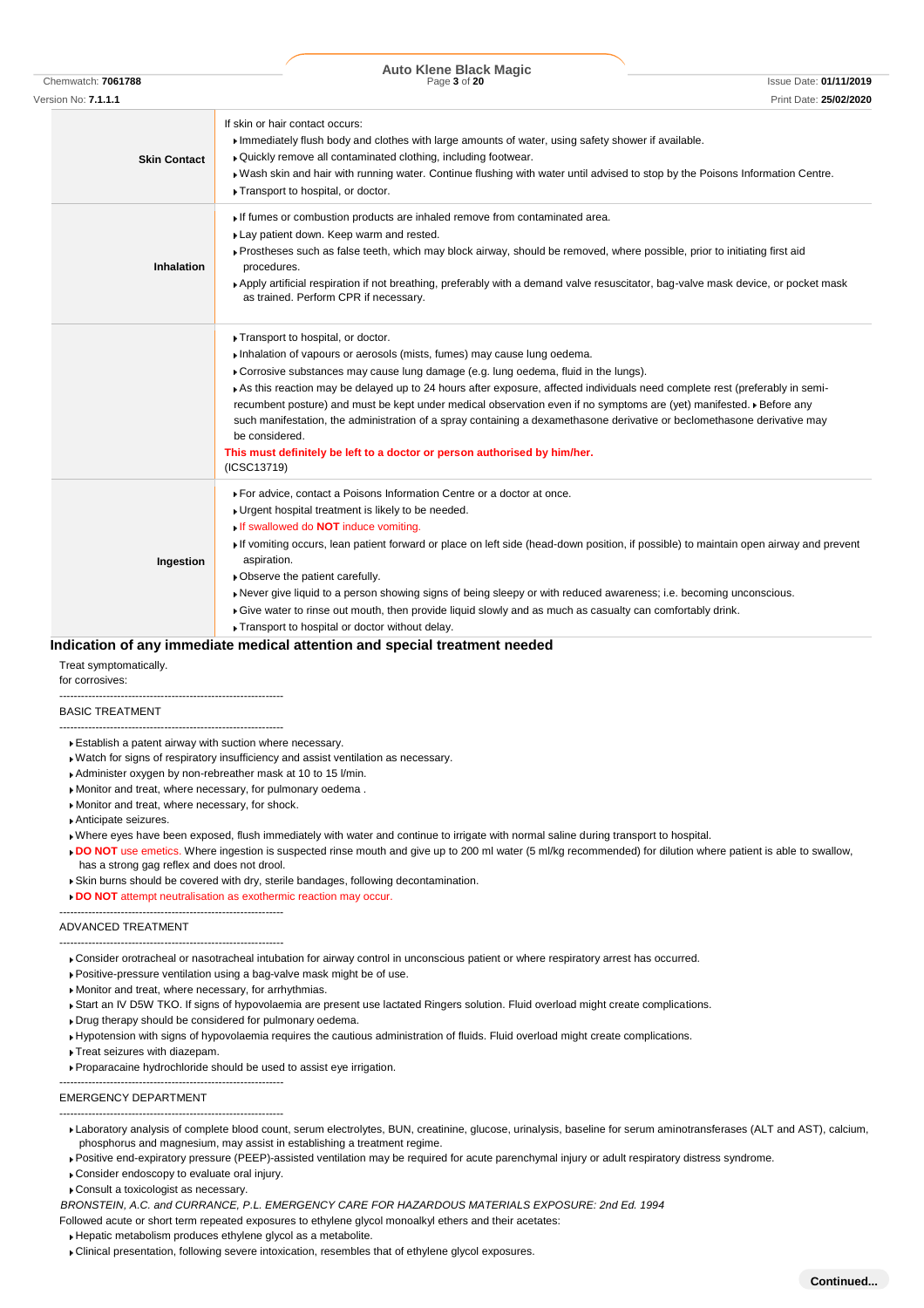| | |
|---|---|
| **Skin Contact** | If skin or hair contact occurs:<br>▸ Immediately flush body and clothes with large amounts of water, using safety shower if available.<br>▸ Quickly remove all contaminated clothing, including footwear.<br>▸ Wash skin and hair with running water. Continue flushing with water until advised to stop by the Poisons Information Centre.<br>▸ Transport to hospital, or doctor. |
| **Inhalation** | ▸ If fumes or combustion products are inhaled remove from contaminated area.<br>▸ Lay patient down. Keep warm and rested.<br>▸ Prostheses such as false teeth, which may block airway, should be removed, where possible, prior to initiating first aid procedures.<br>▸ Apply artificial respiration if not breathing, preferably with a demand valve resuscitator, bag-valve mask device, or pocket mask as trained. Perform CPR if necessary. |
| | ▸ Transport to hospital, or doctor.<br>▸ Inhalation of vapours or aerosols (mists, fumes) may cause lung oedema.<br>▸ Corrosive substances may cause lung damage (e.g. lung oedema, fluid in the lungs).<br>▸ As this reaction may be delayed up to 24 hours after exposure, affected individuals need complete rest (preferably in semi-recumbent posture) and must be kept under medical observation even if no symptoms are (yet) manifested. ▸ Before any such manifestation, the administration of a spray containing a dexamethasone derivative or beclomethasone derivative may be considered.<br>**This must definitely be left to a doctor or person authorised by him/her.**<br>(ICSC13719) |
| **Ingestion** | ▸ For advice, contact a Poisons Information Centre or a doctor at once.<br>▸ Urgent hospital treatment is likely to be needed.<br>▸ If swallowed do **NOT** induce vomiting.<br>▸ If vomiting occurs, lean patient forward or place on left side (head-down position, if possible) to maintain open airway and prevent aspiration.<br>▸ Observe the patient carefully.<br>▸ Never give liquid to a person showing signs of being sleepy or with reduced awareness; i.e. becoming unconscious.<br>▸ Give water to rinse out mouth, then provide liquid slowly and as much as casualty can comfortably drink.<br>▸ Transport to hospital or doctor without delay. |

## Indication of any immediate medical attention and special treatment needed

Treat symptomatically.
for corrosives:

--------------------------------------------------------------

BASIC TREATMENT

--------------------------------------------------------------

- Establish a patent airway with suction where necessary.
- Watch for signs of respiratory insufficiency and assist ventilation as necessary.
- Administer oxygen by non-rebreather mask at 10 to 15 l/min.
- Monitor and treat, where necessary, for pulmonary oedema .
- Monitor and treat, where necessary, for shock.
- Anticipate seizures.
- Where eyes have been exposed, flush immediately with water and continue to irrigate with normal saline during transport to hospital.
- **DO NOT** use emetics. Where ingestion is suspected rinse mouth and give up to 200 ml water (5 ml/kg recommended) for dilution where patient is able to swallow, has a strong gag reflex and does not drool.
- Skin burns should be covered with dry, sterile bandages, following decontamination.
- **DO NOT** attempt neutralisation as exothermic reaction may occur.

--------------------------------------------------------------

ADVANCED TREATMENT

--------------------------------------------------------------

- Consider orotracheal or nasotracheal intubation for airway control in unconscious patient or where respiratory arrest has occurred.
- Positive-pressure ventilation using a bag-valve mask might be of use.
- Monitor and treat, where necessary, for arrhythmias.
- Start an IV D5W TKO. If signs of hypovolaemia are present use lactated Ringers solution. Fluid overload might create complications.
- Drug therapy should be considered for pulmonary oedema.
- Hypotension with signs of hypovolaemia requires the cautious administration of fluids. Fluid overload might create complications.
- Treat seizures with diazepam.
- Proparacaine hydrochloride should be used to assist eye irrigation.

--------------------------------------------------------------

EMERGENCY DEPARTMENT

--------------------------------------------------------------

- Laboratory analysis of complete blood count, serum electrolytes, BUN, creatinine, glucose, urinalysis, baseline for serum aminotransferases (ALT and AST), calcium, phosphorus and magnesium, may assist in establishing a treatment regime.
- Positive end-expiratory pressure (PEEP)-assisted ventilation may be required for acute parenchymal injury or adult respiratory distress syndrome.
- Consider endoscopy to evaluate oral injury.
- Consult a toxicologist as necessary.

*BRONSTEIN, A.C. and CURRANCE, P.L. EMERGENCY CARE FOR HAZARDOUS MATERIALS EXPOSURE: 2nd Ed. 1994*

Followed acute or short term repeated exposures to ethylene glycol monoalkyl ethers and their acetates:

- Hepatic metabolism produces ethylene glycol as a metabolite.
- Clinical presentation, following severe intoxication, resembles that of ethylene glycol exposures.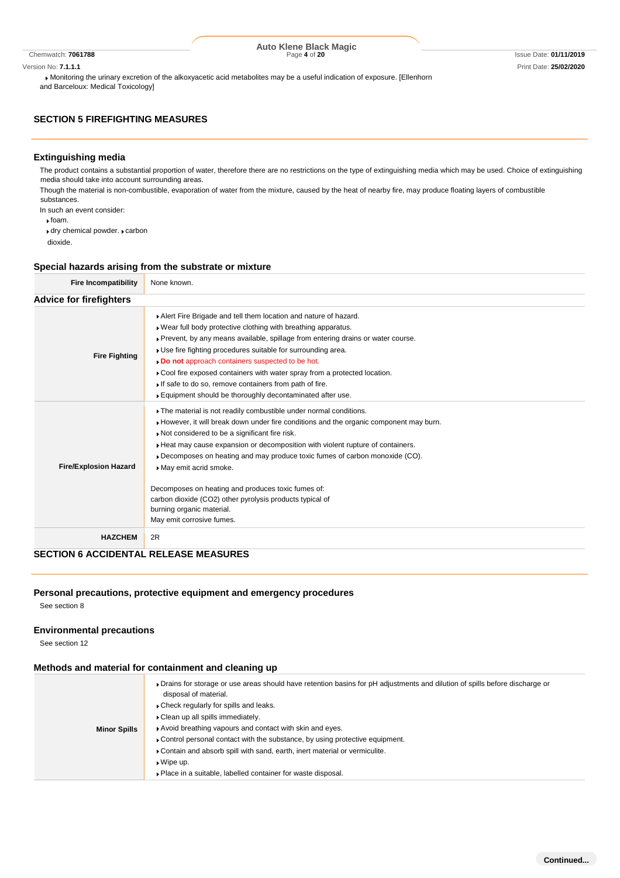- Monitoring the urinary excretion of the alkoxyacetic acid metabolites may be a useful indication of exposure. [Ellenhorn and Barceloux: Medical Toxicology]

## SECTION 5 FIREFIGHTING MEASURES

### Extinguishing media

The product contains a substantial proportion of water, therefore there are no restrictions on the type of extinguishing media which may be used. Choice of extinguishing media should take into account surrounding areas.

Though the material is non-combustible, evaporation of water from the mixture, caused by the heat of nearby fire, may produce floating layers of combustible substances.

In such an event consider:

- foam.
- dry chemical powder.
- carbon dioxide.

### Special hazards arising from the substrate or mixture

| | |
|---|---|
| **Fire Incompatibility** | None known. |

### Advice for firefighters

| | |
|---|---|
| **Fire Fighting** | - Alert Fire Brigade and tell them location and nature of hazard.<br>- Wear full body protective clothing with breathing apparatus.<br>- Prevent, by any means available, spillage from entering drains or water course.<br>- Use fire fighting procedures suitable for surrounding area.<br>- **Do not** approach containers suspected to be hot.<br>- Cool fire exposed containers with water spray from a protected location.<br>- If safe to do so, remove containers from path of fire.<br>- Equipment should be thoroughly decontaminated after use. |
| **Fire/Explosion Hazard** | - The material is not readily combustible under normal conditions.<br>- However, it will break down under fire conditions and the organic component may burn.<br>- Not considered to be a significant fire risk.<br>- Heat may cause expansion or decomposition with violent rupture of containers.<br>- Decomposes on heating and may produce toxic fumes of carbon monoxide (CO).<br>- May emit acrid smoke.<br><br>Decomposes on heating and produces toxic fumes of:<br>carbon dioxide ($CO_2$) other pyrolysis products typical of burning organic material.<br>May emit corrosive fumes. |
| **HAZCHEM** | 2R |

## SECTION 6 ACCIDENTAL RELEASE MEASURES

### Personal precautions, protective equipment and emergency procedures

See section 8

### Environmental precautions

See section 12

### Methods and material for containment and cleaning up

| | |
|---|---|
| **Minor Spills** | - Drains for storage or use areas should have retention basins for pH adjustments and dilution of spills before discharge or disposal of material.<br>- Check regularly for spills and leaks.<br>- Clean up all spills immediately.<br>- Avoid breathing vapours and contact with skin and eyes.<br>- Control personal contact with the substance, by using protective equipment.<br>- Contain and absorb spill with sand, earth, inert material or vermiculite.<br>- Wipe up.<br>- Place in a suitable, labelled container for waste disposal. |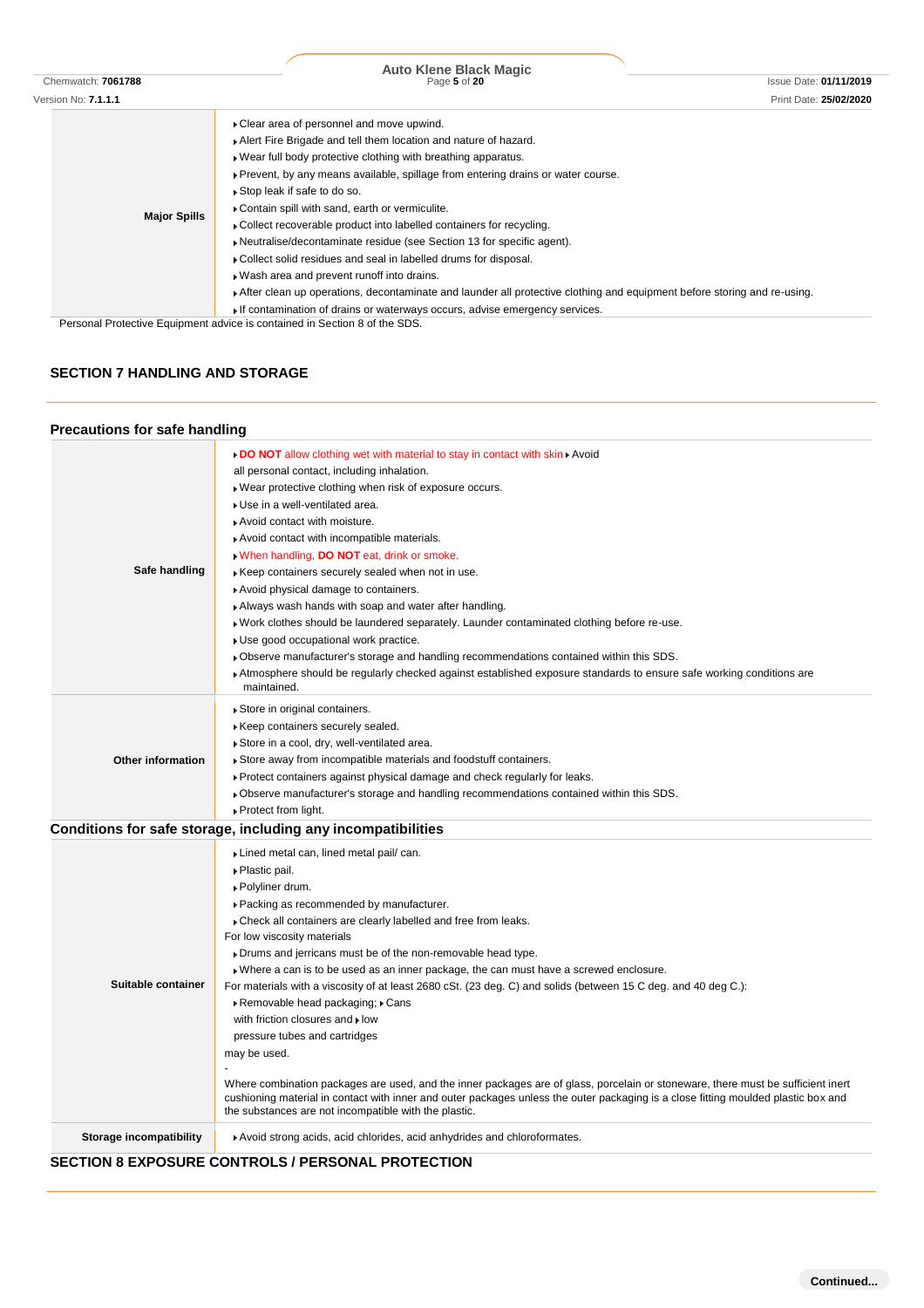| | |
|---|---|
| **Major Spills** | Clear area of personnel and move upwind.<br>Alert Fire Brigade and tell them location and nature of hazard.<br>Wear full body protective clothing with breathing apparatus.<br>Prevent, by any means available, spillage from entering drains or water course.<br>Stop leak if safe to do so.<br>Contain spill with sand, earth or vermiculite.<br>Collect recoverable product into labelled containers for recycling.<br>Neutralise/decontaminate residue (see Section 13 for specific agent).<br>Collect solid residues and seal in labelled drums for disposal.<br>Wash area and prevent runoff into drains.<br>After clean up operations, decontaminate and launder all protective clothing and equipment before storing and re-using.<br>If contamination of drains or waterways occurs, advise emergency services. |

Personal Protective Equipment advice is contained in Section 8 of the SDS.

## SECTION 7 HANDLING AND STORAGE

### Precautions for safe handling

| | |
|---|---|
| **Safe handling** | **DO NOT** allow clothing wet with material to stay in contact with skin Avoid all personal contact, including inhalation.<br>Wear protective clothing when risk of exposure occurs.<br>Use in a well-ventilated area.<br>Avoid contact with moisture.<br>Avoid contact with incompatible materials.<br>When handling, **DO NOT** eat, drink or smoke.<br>Keep containers securely sealed when not in use.<br>Avoid physical damage to containers.<br>Always wash hands with soap and water after handling.<br>Work clothes should be laundered separately. Launder contaminated clothing before re-use.<br>Use good occupational work practice.<br>Observe manufacturer's storage and handling recommendations contained within this SDS.<br>Atmosphere should be regularly checked against established exposure standards to ensure safe working conditions are maintained. |
| **Other information** | Store in original containers.<br>Keep containers securely sealed.<br>Store in a cool, dry, well-ventilated area.<br>Store away from incompatible materials and foodstuff containers.<br>Protect containers against physical damage and check regularly for leaks.<br>Observe manufacturer's storage and handling recommendations contained within this SDS.<br>Protect from light. |

### Conditions for safe storage, including any incompatibilities

| | |
|---|---|
| **Suitable container** | Lined metal can, lined metal pail/ can.<br>Plastic pail.<br>Polyliner drum.<br>Packing as recommended by manufacturer.<br>Check all containers are clearly labelled and free from leaks.<br>For low viscosity materials<br>Drums and jerricans must be of the non-removable head type.<br>Where a can is to be used as an inner package, the can must have a screwed enclosure.<br>For materials with a viscosity of at least 2680 cSt. (23 deg. C) and solids (between 15 C deg. and 40 deg C.):<br>Removable head packaging; Cans with friction closures and low pressure tubes and cartridges<br>may be used.<br>-<br>Where combination packages are used, and the inner packages are of glass, porcelain or stoneware, there must be sufficient inert cushioning material in contact with inner and outer packages unless the outer packaging is a close fitting moulded plastic box and the substances are not incompatible with the plastic. |
| **Storage incompatibility** | Avoid strong acids, acid chlorides, acid anhydrides and chloroformates. |

## SECTION 8 EXPOSURE CONTROLS / PERSONAL PROTECTION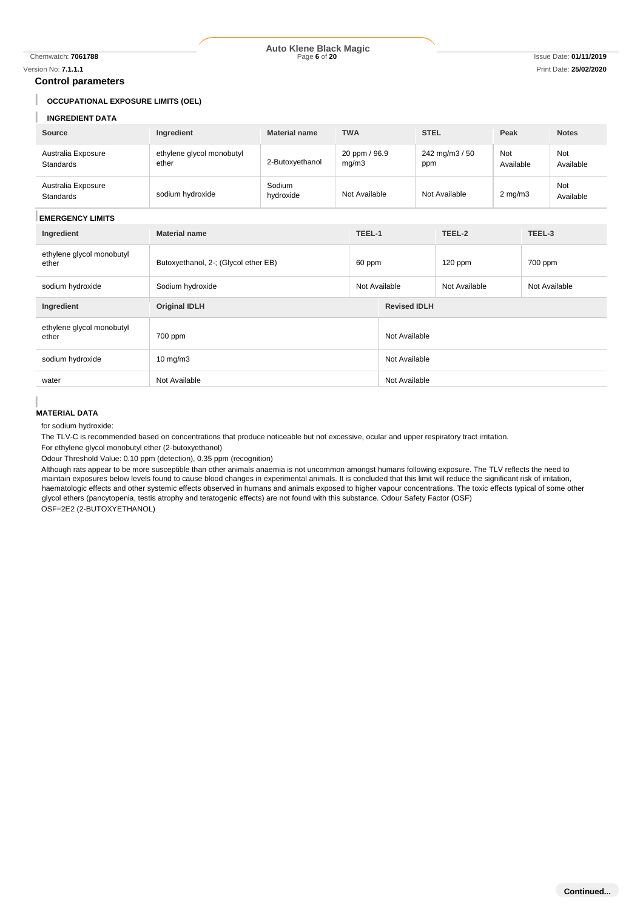## Control parameters

### OCCUPATIONAL EXPOSURE LIMITS (OEL)

### INGREDIENT DATA

| Source | Ingredient | Material name | TWA | STEL | Peak | Notes |
|---|---|---|---|---|---|---|
| Australia Exposure Standards | ethylene glycol monobutyl ether | 2-Butoxyethanol | 20 ppm / 96.9 mg/m3 | 242 mg/m3 / 50 ppm | Not Available | Not Available |
| Australia Exposure Standards | sodium hydroxide | Sodium hydroxide | Not Available | Not Available | 2 mg/m3 | Not Available |

### EMERGENCY LIMITS

| Ingredient | Material name | TEEL-1 | TEEL-2 | TEEL-3 |
|---|---|---|---|---|
| ethylene glycol monobutyl ether | Butoxyethanol, 2-; (Glycol ether EB) | 60 ppm | 120 ppm | 700 ppm |
| sodium hydroxide | Sodium hydroxide | Not Available | Not Available | Not Available |

| Ingredient | Original IDLH | Revised IDLH |
|---|---|---|
| ethylene glycol monobutyl ether | 700 ppm | Not Available |
| sodium hydroxide | 10 mg/m3 | Not Available |
| water | Not Available | Not Available |

### MATERIAL DATA

for sodium hydroxide:

The TLV-C is recommended based on concentrations that produce noticeable but not excessive, ocular and upper respiratory tract irritation.

For ethylene glycol monobutyl ether (2-butoxyethanol)

Odour Threshold Value: 0.10 ppm (detection), 0.35 ppm (recognition)

Although rats appear to be more susceptible than other animals anaemia is not uncommon amongst humans following exposure. The TLV reflects the need to maintain exposures below levels found to cause blood changes in experimental animals. It is concluded that this limit will reduce the significant risk of irritation, haematologic effects and other systemic effects observed in humans and animals exposed to higher vapour concentrations. The toxic effects typical of some other glycol ethers (pancytopenia, testis atrophy and teratogenic effects) are not found with this substance. Odour Safety Factor (OSF)

OSF=2E2 (2-BUTOXYETHANOL)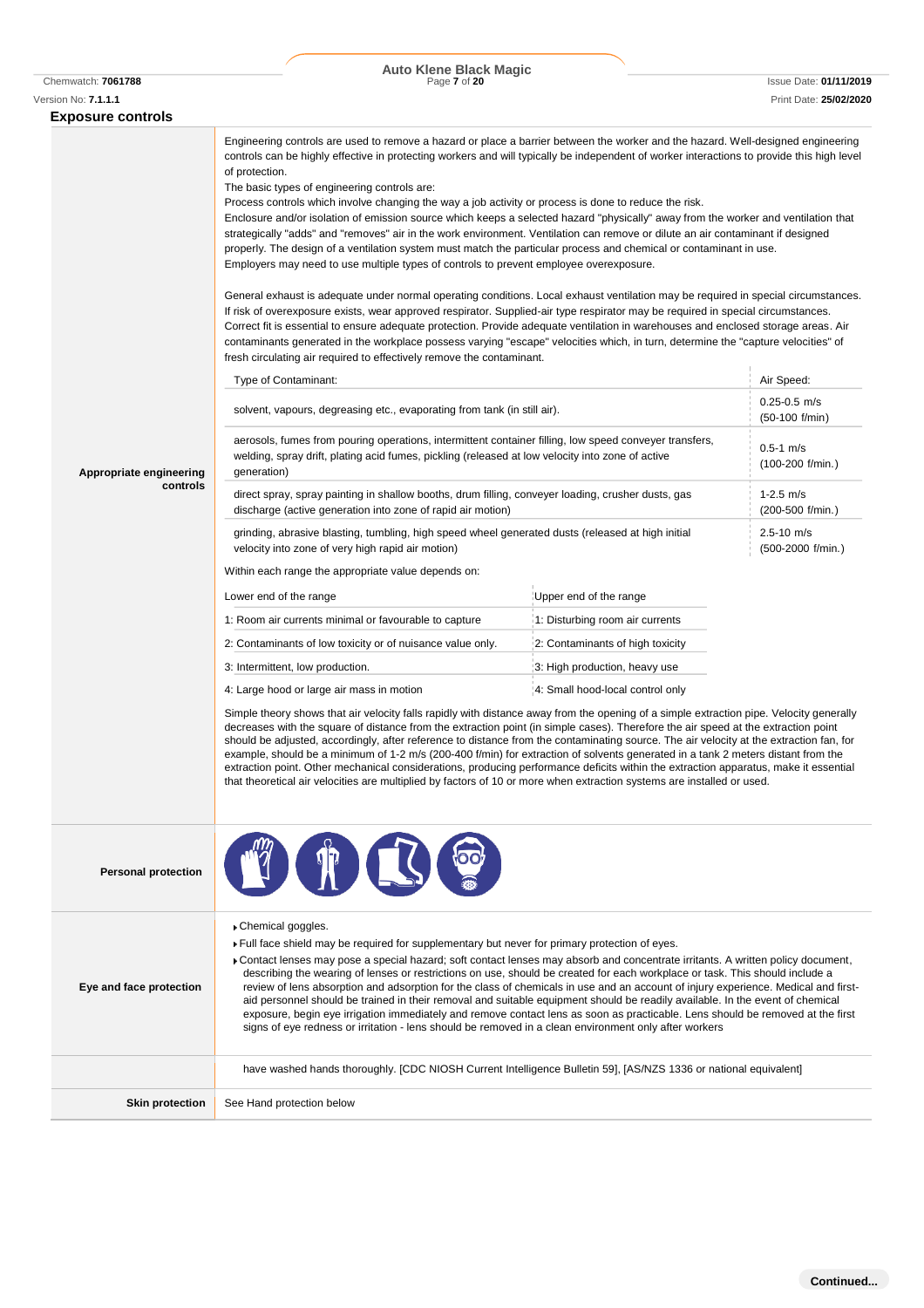## Exposure controls

**Appropriate engineering controls**

Engineering controls are used to remove a hazard or place a barrier between the worker and the hazard. Well-designed engineering controls can be highly effective in protecting workers and will typically be independent of worker interactions to provide this high level of protection.

The basic types of engineering controls are:

Process controls which involve changing the way a job activity or process is done to reduce the risk.

Enclosure and/or isolation of emission source which keeps a selected hazard "physically" away from the worker and ventilation that strategically "adds" and "removes" air in the work environment. Ventilation can remove or dilute an air contaminant if designed properly. The design of a ventilation system must match the particular process and chemical or contaminant in use.

Employers may need to use multiple types of controls to prevent employee overexposure.

General exhaust is adequate under normal operating conditions. Local exhaust ventilation may be required in special circumstances. If risk of overexposure exists, wear approved respirator. Supplied-air type respirator may be required in special circumstances. Correct fit is essential to ensure adequate protection. Provide adequate ventilation in warehouses and enclosed storage areas. Air contaminants generated in the workplace possess varying "escape" velocities which, in turn, determine the "capture velocities" of fresh circulating air required to effectively remove the contaminant.

| Type of Contaminant: | Air Speed: |
|---|---|
| solvent, vapours, degreasing etc., evaporating from tank (in still air). | 0.25-0.5 m/s (50-100 f/min) |
| aerosols, fumes from pouring operations, intermittent container filling, low speed conveyer transfers, welding, spray drift, plating acid fumes, pickling (released at low velocity into zone of active generation) | 0.5-1 m/s (100-200 f/min.) |
| direct spray, spray painting in shallow booths, drum filling, conveyer loading, crusher dusts, gas discharge (active generation into zone of rapid air motion) | 1-2.5 m/s (200-500 f/min.) |
| grinding, abrasive blasting, tumbling, high speed wheel generated dusts (released at high initial velocity into zone of very high rapid air motion) | 2.5-10 m/s (500-2000 f/min.) |

Within each range the appropriate value depends on:

| Lower end of the range | Upper end of the range |
|---|---|
| 1: Room air currents minimal or favourable to capture | 1: Disturbing room air currents |
| 2: Contaminants of low toxicity or of nuisance value only. | 2: Contaminants of high toxicity |
| 3: Intermittent, low production. | 3: High production, heavy use |
| 4: Large hood or large air mass in motion | 4: Small hood-local control only |

Simple theory shows that air velocity falls rapidly with distance away from the opening of a simple extraction pipe. Velocity generally decreases with the square of distance from the extraction point (in simple cases). Therefore the air speed at the extraction point should be adjusted, accordingly, after reference to distance from the contaminating source. The air velocity at the extraction fan, for example, should be a minimum of 1-2 m/s (200-400 f/min) for extraction of solvents generated in a tank 2 meters distant from the extraction point. Other mechanical considerations, producing performance deficits within the extraction apparatus, make it essential that theoretical air velocities are multiplied by factors of 10 or more when extraction systems are installed or used.

**Personal protection**

**Eye and face protection**

- Chemical goggles.
- Full face shield may be required for supplementary but never for primary protection of eyes.
- Contact lenses may pose a special hazard; soft contact lenses may absorb and concentrate irritants. A written policy document, describing the wearing of lenses or restrictions on use, should be created for each workplace or task. This should include a review of lens absorption and adsorption for the class of chemicals in use and an account of injury experience. Medical and first-aid personnel should be trained in their removal and suitable equipment should be readily available. In the event of chemical exposure, begin eye irrigation immediately and remove contact lens as soon as practicable. Lens should be removed at the first signs of eye redness or irritation - lens should be removed in a clean environment only after workers have washed hands thoroughly. [CDC NIOSH Current Intelligence Bulletin 59], [AS/NZS 1336 or national equivalent]

**Skin protection**

See Hand protection below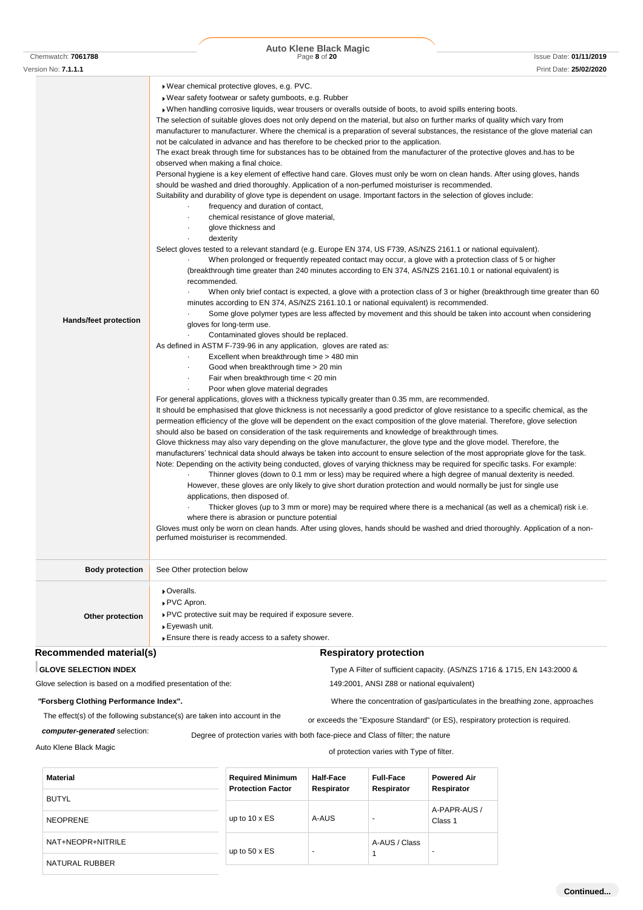| | |
|---|---|
| **Hands/feet protection** | ▸ Wear chemical protective gloves, e.g. PVC.<br>▸ Wear safety footwear or safety gumboots, e.g. Rubber<br>▸ When handling corrosive liquids, wear trousers or overalls outside of boots, to avoid spills entering boots.<br>The selection of suitable gloves does not only depend on the material, but also on further marks of quality which vary from manufacturer to manufacturer. Where the chemical is a preparation of several substances, the resistance of the glove material can not be calculated in advance and has therefore to be checked prior to the application.<br>The exact break through time for substances has to be obtained from the manufacturer of the protective gloves and.has to be observed when making a final choice.<br>Personal hygiene is a key element of effective hand care. Gloves must only be worn on clean hands. After using gloves, hands should be washed and dried thoroughly. Application of a non-perfumed moisturiser is recommended.<br>Suitability and durability of glove type is dependent on usage. Important factors in the selection of gloves include:<br>· frequency and duration of contact,<br>· chemical resistance of glove material,<br>· glove thickness and<br>· dexterity<br>Select gloves tested to a relevant standard (e.g. Europe EN 374, US F739, AS/NZS 2161.1 or national equivalent).<br>· When prolonged or frequently repeated contact may occur, a glove with a protection class of 5 or higher (breakthrough time greater than 240 minutes according to EN 374, AS/NZS 2161.10.1 or national equivalent) is recommended.<br>· When only brief contact is expected, a glove with a protection class of 3 or higher (breakthrough time greater than 60 minutes according to EN 374, AS/NZS 2161.10.1 or national equivalent) is recommended.<br>· Some glove polymer types are less affected by movement and this should be taken into account when considering gloves for long-term use.<br>· Contaminated gloves should be replaced.<br>As defined in ASTM F-739-96 in any application, gloves are rated as:<br>· Excellent when breakthrough time > 480 min<br>· Good when breakthrough time > 20 min<br>· Fair when breakthrough time < 20 min<br>· Poor when glove material degrades<br>For general applications, gloves with a thickness typically greater than 0.35 mm, are recommended.<br>It should be emphasised that glove thickness is not necessarily a good predictor of glove resistance to a specific chemical, as the permeation efficiency of the glove will be dependent on the exact composition of the glove material. Therefore, glove selection should also be based on consideration of the task requirements and knowledge of breakthrough times.<br>Glove thickness may also vary depending on the glove manufacturer, the glove type and the glove model. Therefore, the manufacturers' technical data should always be taken into account to ensure selection of the most appropriate glove for the task.<br>Note: Depending on the activity being conducted, gloves of varying thickness may be required for specific tasks. For example:<br>· Thinner gloves (down to 0.1 mm or less) may be required where a high degree of manual dexterity is needed. However, these gloves are only likely to give short duration protection and would normally be just for single use applications, then disposed of.<br>· Thicker gloves (up to 3 mm or more) may be required where there is a mechanical (as well as a chemical) risk i.e. where there is abrasion or puncture potential<br>Gloves must only be worn on clean hands. After using gloves, hands should be washed and dried thoroughly. Application of a non-perfumed moisturiser is recommended. |
| **Body protection** | See Other protection below |
| **Other protection** | ▸ Overalls.<br>▸ PVC Apron.<br>▸ PVC protective suit may be required if exposure severe.<br>▸ Eyewash unit.<br>▸ Ensure there is ready access to a safety shower. |

## Recommended material(s)

**GLOVE SELECTION INDEX**

Glove selection is based on a modified presentation of the:

***"Forsberg Clothing Performance Index".***

The effect(s) of the following substance(s) are taken into account in the ***computer-generated*** selection:

Auto Klene Black Magic

| Material |
|---|
| BUTYL |
| NEOPRENE |
| NAT+NEOPR+NITRILE |
| NATURAL RUBBER |

## Respiratory protection

Type A Filter of sufficient capacity. (AS/NZS 1716 & 1715, EN 143:2000 & 149:2001, ANSI Z88 or national equivalent)

Where the concentration of gas/particulates in the breathing zone, approaches or exceeds the "Exposure Standard" (or ES), respiratory protection is required.

Degree of protection varies with both face-piece and Class of filter; the nature of protection varies with Type of filter.

| Required Minimum Protection Factor | Half-Face Respirator | Full-Face Respirator | Powered Air Respirator |
|---|---|---|---|
| up to 10 x ES | A-AUS | - | A-PAPR-AUS / Class 1 |
| up to 50 x ES | - | A-AUS / Class 1 | - |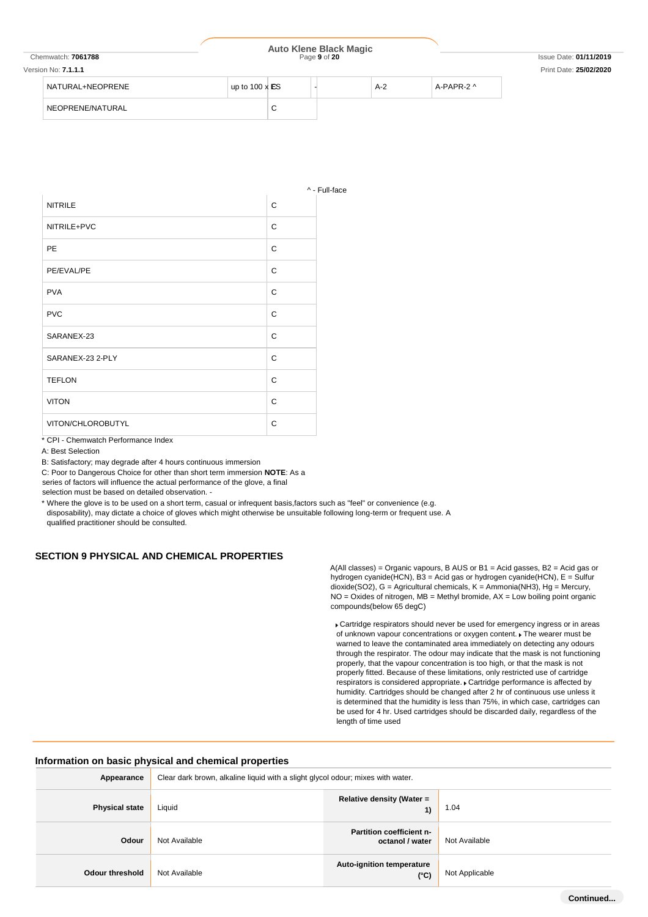| | | | | |
|---|---|---|---|---|
| NATURAL+NEOPRENE | C | up to 100 x ES | - | A-2 | A-PAPR-2 ^ |
| NEOPRENE/NATURAL | C | | | | |

^ - Full-face

| | |
|---|---|
| NITRILE | C |
| NITRILE+PVC | C |
| PE | C |
| PE/EVAL/PE | C |
| PVA | C |
| PVC | C |
| SARANEX-23 | C |
| SARANEX-23 2-PLY | C |
| TEFLON | C |
| VITON | C |
| VITON/CHLOROBUTYL | C |

* CPI - Chemwatch Performance Index

A: Best Selection

B: Satisfactory; may degrade after 4 hours continuous immersion

C: Poor to Dangerous Choice for other than short term immersion **NOTE**: As a series of factors will influence the actual performance of the glove, a final selection must be based on detailed observation. -

* Where the glove is to be used on a short term, casual or infrequent basis,factors such as "feel" or convenience (e.g. disposability), may dictate a choice of gloves which might otherwise be unsuitable following long-term or frequent use. A qualified practitioner should be consulted.

A(All classes) = Organic vapours, B AUS or B1 = Acid gasses, B2 = Acid gas or hydrogen cyanide(HCN), B3 = Acid gas or hydrogen cyanide(HCN), E = Sulfur dioxide($SO_2$), G = Agricultural chemicals, K = Ammonia($NH_3$), Hg = Mercury, NO = Oxides of nitrogen, MB = Methyl bromide, AX = Low boiling point organic compounds(below 65 degC)

- Cartridge respirators should never be used for emergency ingress or in areas of unknown vapour concentrations or oxygen content.
- The wearer must be warned to leave the contaminated area immediately on detecting any odours through the respirator. The odour may indicate that the mask is not functioning properly, that the vapour concentration is too high, or that the mask is not properly fitted. Because of these limitations, only restricted use of cartridge respirators is considered appropriate.
- Cartridge performance is affected by humidity. Cartridges should be changed after 2 hr of continuous use unless it is determined that the humidity is less than 75%, in which case, cartridges can be used for 4 hr. Used cartridges should be discarded daily, regardless of the length of time used

## SECTION 9 PHYSICAL AND CHEMICAL PROPERTIES

### Information on basic physical and chemical properties

| | | | |
|---|---|---|---|
| **Appearance** | Clear dark brown, alkaline liquid with a slight glycol odour; mixes with water. | | |
| **Physical state** | Liquid | **Relative density (Water = 1)** | 1.04 |
| **Odour** | Not Available | **Partition coefficient n-octanol / water** | Not Available |
| **Odour threshold** | Not Available | **Auto-ignition temperature (°C)** | Not Applicable |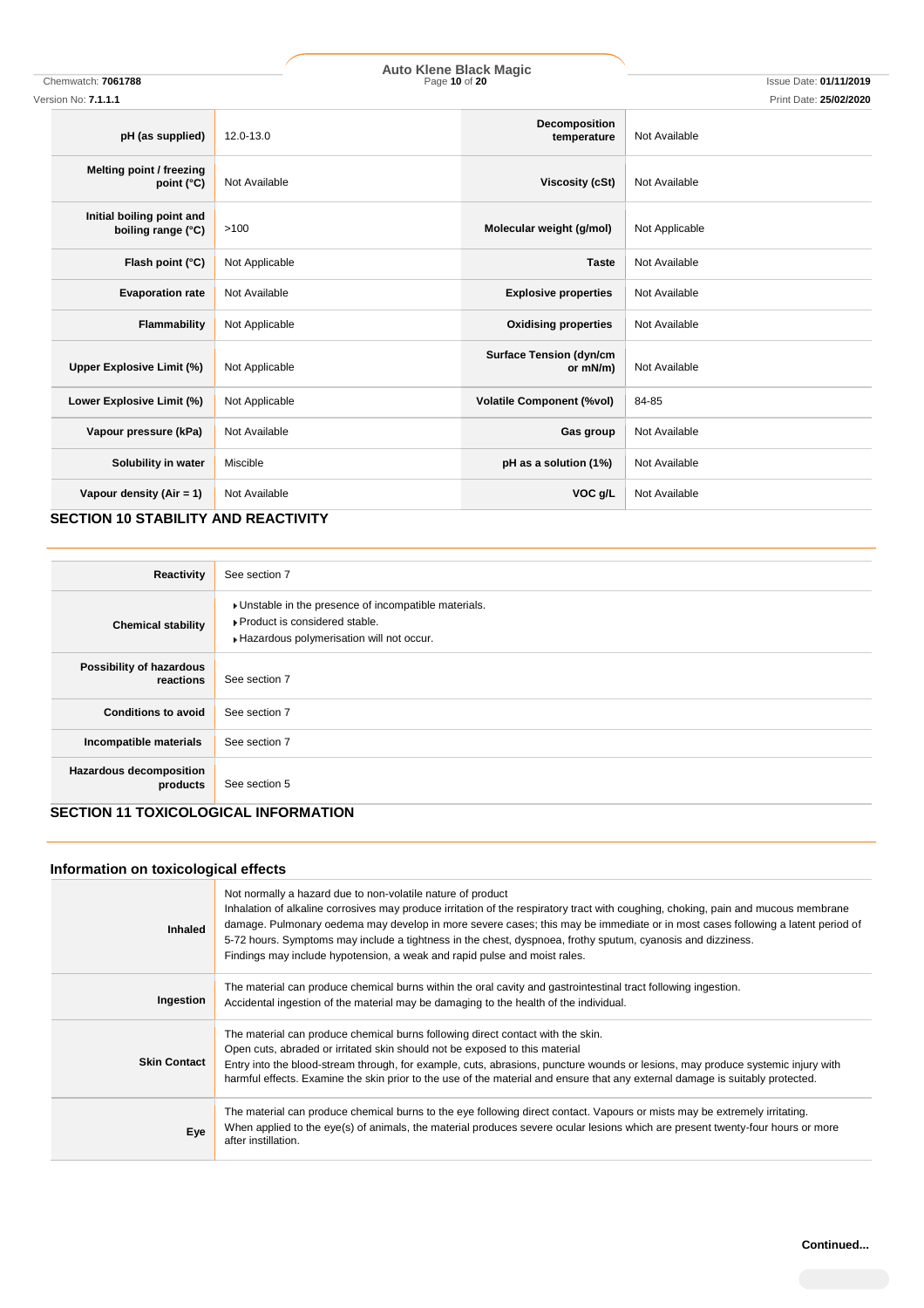| | | | |
|---|---|---|---|
| **pH (as supplied)** | 12.0-13.0 | **Decomposition temperature** | Not Available |
| **Melting point / freezing point (°C)** | Not Available | **Viscosity (cSt)** | Not Available |
| **Initial boiling point and boiling range (°C)** | >100 | **Molecular weight (g/mol)** | Not Applicable |
| **Flash point (°C)** | Not Applicable | **Taste** | Not Available |
| **Evaporation rate** | Not Available | **Explosive properties** | Not Available |
| **Flammability** | Not Applicable | **Oxidising properties** | Not Available |
| **Upper Explosive Limit (%)** | Not Applicable | **Surface Tension (dyn/cm or mN/m)** | Not Available |
| **Lower Explosive Limit (%)** | Not Applicable | **Volatile Component (%vol)** | 84-85 |
| **Vapour pressure (kPa)** | Not Available | **Gas group** | Not Available |
| **Solubility in water** | Miscible | **pH as a solution (1%)** | Not Available |
| **Vapour density (Air = 1)** | Not Available | **VOC g/L** | Not Available |

## SECTION 10 STABILITY AND REACTIVITY

| | |
|---|---|
| **Reactivity** | See section 7 |
| **Chemical stability** | Unstable in the presence of incompatible materials.<br>Product is considered stable.<br>Hazardous polymerisation will not occur. |
| **Possibility of hazardous reactions** | See section 7 |
| **Conditions to avoid** | See section 7 |
| **Incompatible materials** | See section 7 |
| **Hazardous decomposition products** | See section 5 |

## SECTION 11 TOXICOLOGICAL INFORMATION

### Information on toxicological effects

| | |
|---|---|
| **Inhaled** | Not normally a hazard due to non-volatile nature of product<br>Inhalation of alkaline corrosives may produce irritation of the respiratory tract with coughing, choking, pain and mucous membrane damage. Pulmonary oedema may develop in more severe cases; this may be immediate or in most cases following a latent period of 5-72 hours. Symptoms may include a tightness in the chest, dyspnoea, frothy sputum, cyanosis and dizziness.<br>Findings may include hypotension, a weak and rapid pulse and moist rales. |
| **Ingestion** | The material can produce chemical burns within the oral cavity and gastrointestinal tract following ingestion.<br>Accidental ingestion of the material may be damaging to the health of the individual. |
| **Skin Contact** | The material can produce chemical burns following direct contact with the skin.<br>Open cuts, abraded or irritated skin should not be exposed to this material<br>Entry into the blood-stream through, for example, cuts, abrasions, puncture wounds or lesions, may produce systemic injury with harmful effects. Examine the skin prior to the use of the material and ensure that any external damage is suitably protected. |
| **Eye** | The material can produce chemical burns to the eye following direct contact. Vapours or mists may be extremely irritating.<br>When applied to the eye(s) of animals, the material produces severe ocular lesions which are present twenty-four hours or more after instillation. |

**Continued...**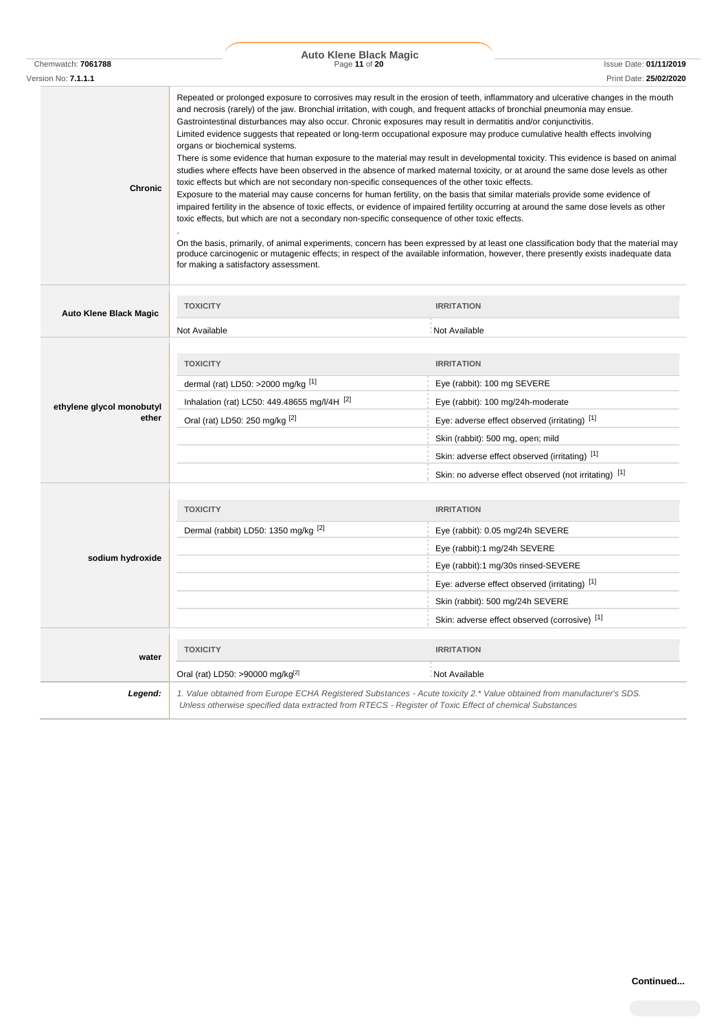| | |
|---|---|
| **Chronic** | Repeated or prolonged exposure to corrosives may result in the erosion of teeth, inflammatory and ulcerative changes in the mouth and necrosis (rarely) of the jaw. Bronchial irritation, with cough, and frequent attacks of bronchial pneumonia may ensue. Gastrointestinal disturbances may also occur. Chronic exposures may result in dermatitis and/or conjunctivitis.<br>Limited evidence suggests that repeated or long-term occupational exposure may produce cumulative health effects involving organs or biochemical systems.<br>There is some evidence that human exposure to the material may result in developmental toxicity. This evidence is based on animal studies where effects have been observed in the absence of marked maternal toxicity, or at around the same dose levels as other toxic effects but which are not secondary non-specific consequences of the other toxic effects.<br>Exposure to the material may cause concerns for human fertility, on the basis that similar materials provide some evidence of impaired fertility in the absence of toxic effects, or evidence of impaired fertility occurring at around the same dose levels as other toxic effects, but which are not a secondary non-specific consequence of other toxic effects.<br>.<br>On the basis, primarily, of animal experiments, concern has been expressed by at least one classification body that the material may produce carcinogenic or mutagenic effects; in respect of the available information, however, there presently exists inadequate data for making a satisfactory assessment. |

| | TOXICITY | IRRITATION |
|---|---|---|
| **Auto Klene Black Magic** | Not Available | Not Available |

| | TOXICITY | IRRITATION |
|---|---|---|
| **ethylene glycol monobutyl ether** | dermal (rat) LD50: >2000 mg/kg [1] | Eye (rabbit): 100 mg SEVERE |
| | Inhalation (rat) LC50: 449.48655 mg/l/4H [2] | Eye (rabbit): 100 mg/24h-moderate |
| | Oral (rat) LD50: 250 mg/kg [2] | Eye: adverse effect observed (irritating) [1] |
| | | Skin (rabbit): 500 mg, open; mild |
| | | Skin: adverse effect observed (irritating) [1] |
| | | Skin: no adverse effect observed (not irritating) [1] |

| | TOXICITY | IRRITATION |
|---|---|---|
| **sodium hydroxide** | Dermal (rabbit) LD50: 1350 mg/kg [2] | Eye (rabbit): 0.05 mg/24h SEVERE |
| | | Eye (rabbit):1 mg/24h SEVERE |
| | | Eye (rabbit):1 mg/30s rinsed-SEVERE |
| | | Eye: adverse effect observed (irritating) [1] |
| | | Skin (rabbit): 500 mg/24h SEVERE |
| | | Skin: adverse effect observed (corrosive) [1] |

| | TOXICITY | IRRITATION |
|---|---|---|
| **water** | Oral (rat) LD50: >90000 mg/kg[2] | Not Available |

| | |
|---|---|
| ***Legend:*** | *1. Value obtained from Europe ECHA Registered Substances - Acute toxicity 2.* Value obtained from manufacturer's SDS. Unless otherwise specified data extracted from RTECS - Register of Toxic Effect of chemical Substances* |

**Continued...**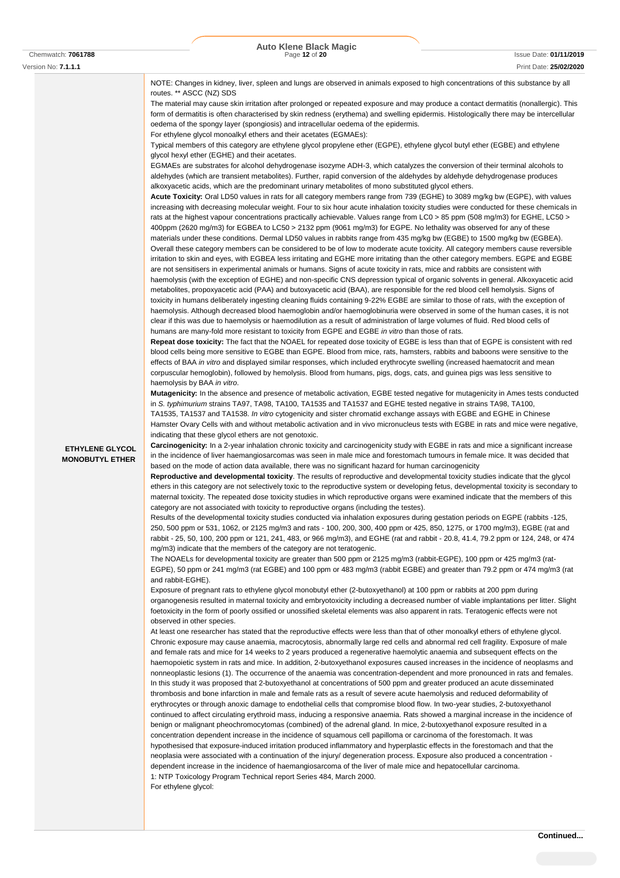NOTE: Changes in kidney, liver, spleen and lungs are observed in animals exposed to high concentrations of this substance by all routes. ** ASCC (NZ) SDS

The material may cause skin irritation after prolonged or repeated exposure and may produce a contact dermatitis (nonallergic). This form of dermatitis is often characterised by skin redness (erythema) and swelling epidermis. Histologically there may be intercellular oedema of the spongy layer (spongiosis) and intracellular oedema of the epidermis.

For ethylene glycol monoalkyl ethers and their acetates (EGMAEs):

Typical members of this category are ethylene glycol propylene ether (EGPE), ethylene glycol butyl ether (EGBE) and ethylene glycol hexyl ether (EGHE) and their acetates.

EGMAEs are substrates for alcohol dehydrogenase isozyme ADH-3, which catalyzes the conversion of their terminal alcohols to aldehydes (which are transient metabolites). Further, rapid conversion of the aldehydes by aldehyde dehydrogenase produces alkoxyacetic acids, which are the predominant urinary metabolites of mono substituted glycol ethers.

**ETHYLENE GLYCOL MONOBUTYL ETHER**

**Acute Toxicity:** Oral LD50 values in rats for all category members range from 739 (EGHE) to 3089 mg/kg bw (EGPE), with values increasing with decreasing molecular weight. Four to six hour acute inhalation toxicity studies were conducted for these chemicals in rats at the highest vapour concentrations practically achievable. Values range from LC0 > 85 ppm (508 mg/m3) for EGHE, LC50 > 400ppm (2620 mg/m3) for EGBEA to LC50 > 2132 ppm (9061 mg/m3) for EGPE. No lethality was observed for any of these materials under these conditions. Dermal LD50 values in rabbits range from 435 mg/kg bw (EGBE) to 1500 mg/kg bw (EGBEA). Overall these category members can be considered to be of low to moderate acute toxicity. All category members cause reversible irritation to skin and eyes, with EGBEA less irritating and EGHE more irritating than the other category members. EGPE and EGBE are not sensitisers in experimental animals or humans. Signs of acute toxicity in rats, mice and rabbits are consistent with haemolysis (with the exception of EGHE) and non-specific CNS depression typical of organic solvents in general. Alkoxyacetic acid metabolites, propoxyacetic acid (PAA) and butoxyacetic acid (BAA), are responsible for the red blood cell hemolysis. Signs of toxicity in humans deliberately ingesting cleaning fluids containing 9-22% EGBE are similar to those of rats, with the exception of haemolysis. Although decreased blood haemoglobin and/or haemoglobinuria were observed in some of the human cases, it is not clear if this was due to haemolysis or haemodilution as a result of administration of large volumes of fluid. Red blood cells of humans are many-fold more resistant to toxicity from EGPE and EGBE *in vitro* than those of rats.

**Repeat dose toxicity:** The fact that the NOAEL for repeated dose toxicity of EGBE is less than that of EGPE is consistent with red blood cells being more sensitive to EGBE than EGPE. Blood from mice, rats, hamsters, rabbits and baboons were sensitive to the effects of BAA *in vitro* and displayed similar responses, which included erythrocyte swelling (increased haematocrit and mean corpuscular hemoglobin), followed by hemolysis. Blood from humans, pigs, dogs, cats, and guinea pigs was less sensitive to haemolysis by BAA *in vitro*.

**Mutagenicity:** In the absence and presence of metabolic activation, EGBE tested negative for mutagenicity in Ames tests conducted in *S. typhimurium* strains TA97, TA98, TA100, TA1535 and TA1537 and EGHE tested negative in strains TA98, TA100, TA1535, TA1537 and TA1538. *In vitro* cytogenicity and sister chromatid exchange assays with EGBE and EGHE in Chinese Hamster Ovary Cells with and without metabolic activation and in vivo micronucleus tests with EGBE in rats and mice were negative, indicating that these glycol ethers are not genotoxic.

**Carcinogenicity:** In a 2-year inhalation chronic toxicity and carcinogenicity study with EGBE in rats and mice a significant increase in the incidence of liver haemangiosarcomas was seen in male mice and forestomach tumours in female mice. It was decided that based on the mode of action data available, there was no significant hazard for human carcinogenicity

**Reproductive and developmental toxicity**. The results of reproductive and developmental toxicity studies indicate that the glycol ethers in this category are not selectively toxic to the reproductive system or developing fetus, developmental toxicity is secondary to maternal toxicity. The repeated dose toxicity studies in which reproductive organs were examined indicate that the members of this category are not associated with toxicity to reproductive organs (including the testes).

Results of the developmental toxicity studies conducted via inhalation exposures during gestation periods on EGPE (rabbits -125, 250, 500 ppm or 531, 1062, or 2125 mg/m3 and rats - 100, 200, 300, 400 ppm or 425, 850, 1275, or 1700 mg/m3), EGBE (rat and rabbit - 25, 50, 100, 200 ppm or 121, 241, 483, or 966 mg/m3), and EGHE (rat and rabbit - 20.8, 41.4, 79.2 ppm or 124, 248, or 474 mg/m3) indicate that the members of the category are not teratogenic.

The NOAELs for developmental toxicity are greater than 500 ppm or 2125 mg/m3 (rabbit-EGPE), 100 ppm or 425 mg/m3 (rat-EGPE), 50 ppm or 241 mg/m3 (rat EGBE) and 100 ppm or 483 mg/m3 (rabbit EGBE) and greater than 79.2 ppm or 474 mg/m3 (rat and rabbit-EGHE).

Exposure of pregnant rats to ethylene glycol monobutyl ether (2-butoxyethanol) at 100 ppm or rabbits at 200 ppm during organogenesis resulted in maternal toxicity and embryotoxicity including a decreased number of viable implantations per litter. Slight foetoxicity in the form of poorly ossified or unossified skeletal elements was also apparent in rats. Teratogenic effects were not observed in other species.

At least one researcher has stated that the reproductive effects were less than that of other monoalkyl ethers of ethylene glycol. Chronic exposure may cause anaemia, macrocytosis, abnormally large red cells and abnormal red cell fragility. Exposure of male and female rats and mice for 14 weeks to 2 years produced a regenerative haemolytic anaemia and subsequent effects on the haemopoietic system in rats and mice. In addition, 2-butoxyethanol exposures caused increases in the incidence of neoplasms and nonneoplastic lesions (1). The occurrence of the anaemia was concentration-dependent and more pronounced in rats and females. In this study it was proposed that 2-butoxyethanol at concentrations of 500 ppm and greater produced an acute disseminated thrombosis and bone infarction in male and female rats as a result of severe acute haemolysis and reduced deformability of erythrocytes or through anoxic damage to endothelial cells that compromise blood flow. In two-year studies, 2-butoxyethanol continued to affect circulating erythroid mass, inducing a responsive anaemia. Rats showed a marginal increase in the incidence of benign or malignant pheochromocytomas (combined) of the adrenal gland. In mice, 2-butoxyethanol exposure resulted in a concentration dependent increase in the incidence of squamous cell papilloma or carcinoma of the forestomach. It was hypothesised that exposure-induced irritation produced inflammatory and hyperplastic effects in the forestomach and that the neoplasia were associated with a continuation of the injury/ degeneration process. Exposure also produced a concentration - dependent increase in the incidence of haemangiosarcoma of the liver of male mice and hepatocellular carcinoma.

1: NTP Toxicology Program Technical report Series 484, March 2000.

For ethylene glycol: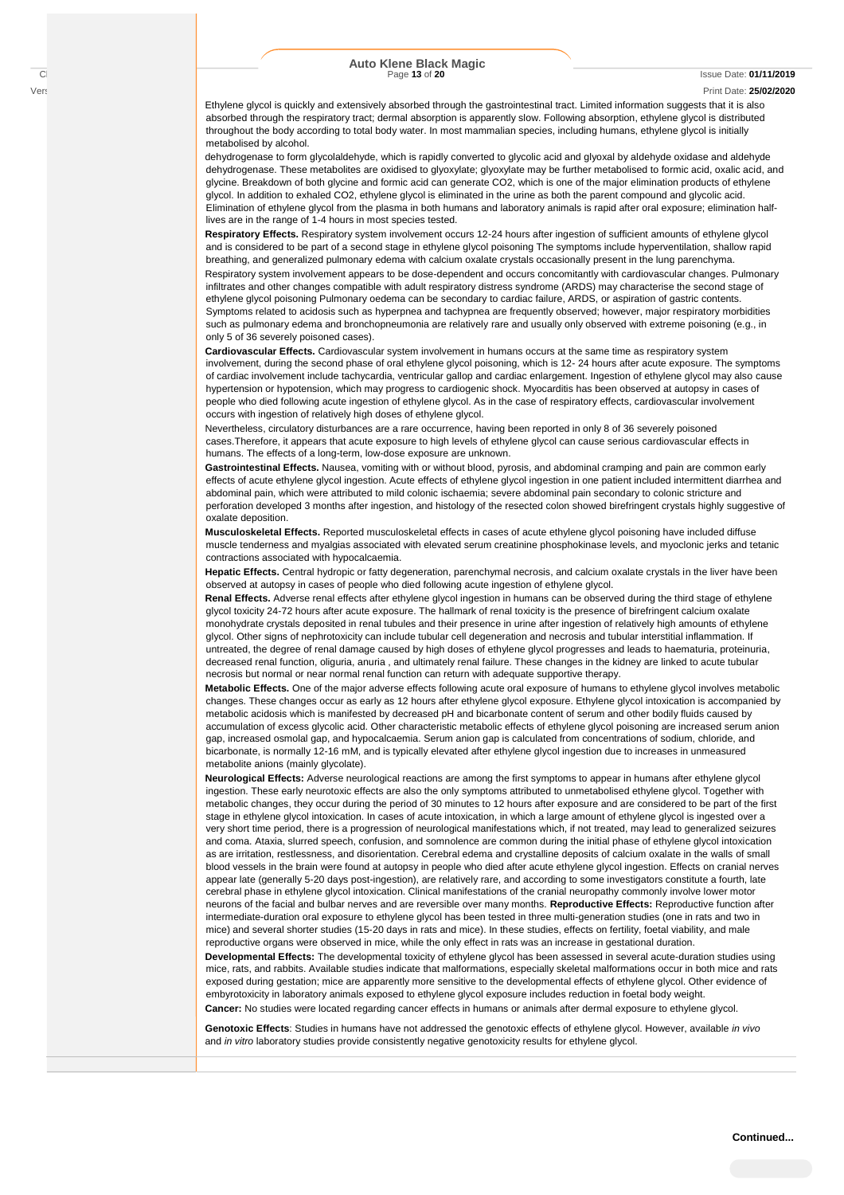Ethylene glycol is quickly and extensively absorbed through the gastrointestinal tract. Limited information suggests that it is also absorbed through the respiratory tract; dermal absorption is apparently slow. Following absorption, ethylene glycol is distributed throughout the body according to total body water. In most mammalian species, including humans, ethylene glycol is initially metabolised by alcohol.

dehydrogenase to form glycolaldehyde, which is rapidly converted to glycolic acid and glyoxal by aldehyde oxidase and aldehyde dehydrogenase. These metabolites are oxidised to glyoxylate; glyoxylate may be further metabolised to formic acid, oxalic acid, and glycine. Breakdown of both glycine and formic acid can generate $CO_2$, which is one of the major elimination products of ethylene glycol. In addition to exhaled $CO_2$, ethylene glycol is eliminated in the urine as both the parent compound and glycolic acid. Elimination of ethylene glycol from the plasma in both humans and laboratory animals is rapid after oral exposure; elimination half-lives are in the range of 1-4 hours in most species tested.

**Respiratory Effects.** Respiratory system involvement occurs 12-24 hours after ingestion of sufficient amounts of ethylene glycol and is considered to be part of a second stage in ethylene glycol poisoning The symptoms include hyperventilation, shallow rapid breathing, and generalized pulmonary edema with calcium oxalate crystals occasionally present in the lung parenchyma. Respiratory system involvement appears to be dose-dependent and occurs concomitantly with cardiovascular changes. Pulmonary infiltrates and other changes compatible with adult respiratory distress syndrome (ARDS) may characterise the second stage of ethylene glycol poisoning Pulmonary oedema can be secondary to cardiac failure, ARDS, or aspiration of gastric contents. Symptoms related to acidosis such as hyperpnea and tachypnea are frequently observed; however, major respiratory morbidities such as pulmonary edema and bronchopneumonia are relatively rare and usually only observed with extreme poisoning (e.g., in only 5 of 36 severely poisoned cases).

**Cardiovascular Effects.** Cardiovascular system involvement in humans occurs at the same time as respiratory system involvement, during the second phase of oral ethylene glycol poisoning, which is 12- 24 hours after acute exposure. The symptoms of cardiac involvement include tachycardia, ventricular gallop and cardiac enlargement. Ingestion of ethylene glycol may also cause hypertension or hypotension, which may progress to cardiogenic shock. Myocarditis has been observed at autopsy in cases of people who died following acute ingestion of ethylene glycol. As in the case of respiratory effects, cardiovascular involvement occurs with ingestion of relatively high doses of ethylene glycol.

Nevertheless, circulatory disturbances are a rare occurrence, having been reported in only 8 of 36 severely poisoned cases.Therefore, it appears that acute exposure to high levels of ethylene glycol can cause serious cardiovascular effects in humans. The effects of a long-term, low-dose exposure are unknown.

**Gastrointestinal Effects.** Nausea, vomiting with or without blood, pyrosis, and abdominal cramping and pain are common early effects of acute ethylene glycol ingestion. Acute effects of ethylene glycol ingestion in one patient included intermittent diarrhea and abdominal pain, which were attributed to mild colonic ischaemia; severe abdominal pain secondary to colonic stricture and perforation developed 3 months after ingestion, and histology of the resected colon showed birefringent crystals highly suggestive of oxalate deposition.

**Musculoskeletal Effects.** Reported musculoskeletal effects in cases of acute ethylene glycol poisoning have included diffuse muscle tenderness and myalgias associated with elevated serum creatinine phosphokinase levels, and myoclonic jerks and tetanic contractions associated with hypocalcaemia.

**Hepatic Effects.** Central hydropic or fatty degeneration, parenchymal necrosis, and calcium oxalate crystals in the liver have been observed at autopsy in cases of people who died following acute ingestion of ethylene glycol.

**Renal Effects.** Adverse renal effects after ethylene glycol ingestion in humans can be observed during the third stage of ethylene glycol toxicity 24-72 hours after acute exposure. The hallmark of renal toxicity is the presence of birefringent calcium oxalate monohydrate crystals deposited in renal tubules and their presence in urine after ingestion of relatively high amounts of ethylene glycol. Other signs of nephrotoxicity can include tubular cell degeneration and necrosis and tubular interstitial inflammation. If untreated, the degree of renal damage caused by high doses of ethylene glycol progresses and leads to haematuria, proteinuria, decreased renal function, oliguria, anuria , and ultimately renal failure. These changes in the kidney are linked to acute tubular necrosis but normal or near normal renal function can return with adequate supportive therapy.

**Metabolic Effects.** One of the major adverse effects following acute oral exposure of humans to ethylene glycol involves metabolic changes. These changes occur as early as 12 hours after ethylene glycol exposure. Ethylene glycol intoxication is accompanied by metabolic acidosis which is manifested by decreased pH and bicarbonate content of serum and other bodily fluids caused by accumulation of excess glycolic acid. Other characteristic metabolic effects of ethylene glycol poisoning are increased serum anion gap, increased osmolal gap, and hypocalcaemia. Serum anion gap is calculated from concentrations of sodium, chloride, and bicarbonate, is normally 12-16 mM, and is typically elevated after ethylene glycol ingestion due to increases in unmeasured metabolite anions (mainly glycolate).

**Neurological Effects:** Adverse neurological reactions are among the first symptoms to appear in humans after ethylene glycol ingestion. These early neurotoxic effects are also the only symptoms attributed to unmetabolised ethylene glycol. Together with metabolic changes, they occur during the period of 30 minutes to 12 hours after exposure and are considered to be part of the first stage in ethylene glycol intoxication. In cases of acute intoxication, in which a large amount of ethylene glycol is ingested over a very short time period, there is a progression of neurological manifestations which, if not treated, may lead to generalized seizures and coma. Ataxia, slurred speech, confusion, and somnolence are common during the initial phase of ethylene glycol intoxication as are irritation, restlessness, and disorientation. Cerebral edema and crystalline deposits of calcium oxalate in the walls of small blood vessels in the brain were found at autopsy in people who died after acute ethylene glycol ingestion. Effects on cranial nerves appear late (generally 5-20 days post-ingestion), are relatively rare, and according to some investigators constitute a fourth, late cerebral phase in ethylene glycol intoxication. Clinical manifestations of the cranial neuropathy commonly involve lower motor neurons of the facial and bulbar nerves and are reversible over many months. **Reproductive Effects:** Reproductive function after intermediate-duration oral exposure to ethylene glycol has been tested in three multi-generation studies (one in rats and two in mice) and several shorter studies (15-20 days in rats and mice). In these studies, effects on fertility, foetal viability, and male reproductive organs were observed in mice, while the only effect in rats was an increase in gestational duration.

**Developmental Effects:** The developmental toxicity of ethylene glycol has been assessed in several acute-duration studies using mice, rats, and rabbits. Available studies indicate that malformations, especially skeletal malformations occur in both mice and rats exposed during gestation; mice are apparently more sensitive to the developmental effects of ethylene glycol. Other evidence of embyrotoxicity in laboratory animals exposed to ethylene glycol exposure includes reduction in foetal body weight.

**Cancer:** No studies were located regarding cancer effects in humans or animals after dermal exposure to ethylene glycol.

**Genotoxic Effects**: Studies in humans have not addressed the genotoxic effects of ethylene glycol. However, available *in vivo* and *in vitro* laboratory studies provide consistently negative genotoxicity results for ethylene glycol.

**Continued...**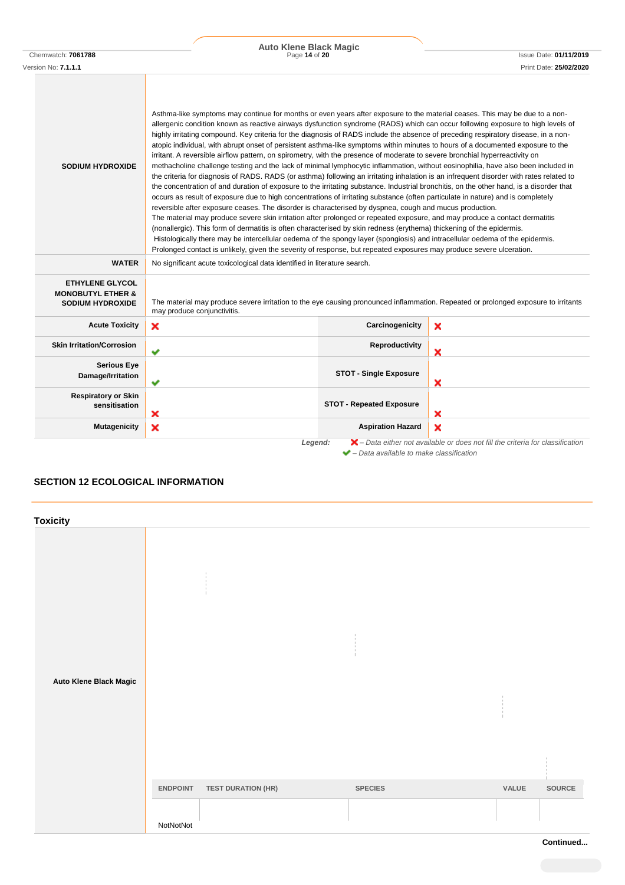| | |
|---|---|
| **SODIUM HYDROXIDE** | Asthma-like symptoms may continue for months or even years after exposure to the material ceases. This may be due to a non-allergenic condition known as reactive airways dysfunction syndrome (RADS) which can occur following exposure to high levels of highly irritating compound. Key criteria for the diagnosis of RADS include the absence of preceding respiratory disease, in a non-atopic individual, with abrupt onset of persistent asthma-like symptoms within minutes to hours of a documented exposure to the irritant. A reversible airflow pattern, on spirometry, with the presence of moderate to severe bronchial hyperreactivity on methacholine challenge testing and the lack of minimal lymphocytic inflammation, without eosinophilia, have also been included in the criteria for diagnosis of RADS. RADS (or asthma) following an irritating inhalation is an infrequent disorder with rates related to the concentration of and duration of exposure to the irritating substance. Industrial bronchitis, on the other hand, is a disorder that occurs as result of exposure due to high concentrations of irritating substance (often particulate in nature) and is completely reversible after exposure ceases. The disorder is characterised by dyspnea, cough and mucus production.<br>The material may produce severe skin irritation after prolonged or repeated exposure, and may produce a contact dermatitis (nonallergic). This form of dermatitis is often characterised by skin redness (erythema) thickening of the epidermis.<br>Histologically there may be intercellular oedema of the spongy layer (spongiosis) and intracellular oedema of the epidermis.<br>Prolonged contact is unlikely, given the severity of response, but repeated exposures may produce severe ulceration. |
| **WATER** | No significant acute toxicological data identified in literature search. |
| **ETHYLENE GLYCOL MONOBUTYL ETHER & SODIUM HYDROXIDE** | The material may produce severe irritation to the eye causing pronounced inflammation. Repeated or prolonged exposure to irritants may produce conjunctivitis. |

| | | | |
|---|---|---|---|
| **Acute Toxicity** | ✘ | **Carcinogenicity** | ✘ |
| **Skin Irritation/Corrosion** | ✔ | **Reproductivity** | ✘ |
| **Serious Eye Damage/Irritation** | ✔ | **STOT - Single Exposure** | ✘ |
| **Respiratory or Skin sensitisation** | ✘ | **STOT - Repeated Exposure** | ✘ |
| **Mutagenicity** | ✘ | **Aspiration Hazard** | ✘ |

*Legend:* ✘ – *Data either not available or does not fill the criteria for classification*
✔ – *Data available to make classification*

## SECTION 12 ECOLOGICAL INFORMATION

### Toxicity

**Auto Klene Black Magic**

| ENDPOINT | TEST DURATION (HR) | SPECIES | VALUE | SOURCE |
|---|---|---|---|---|
| NotNotNot | | | | |

**Continued...**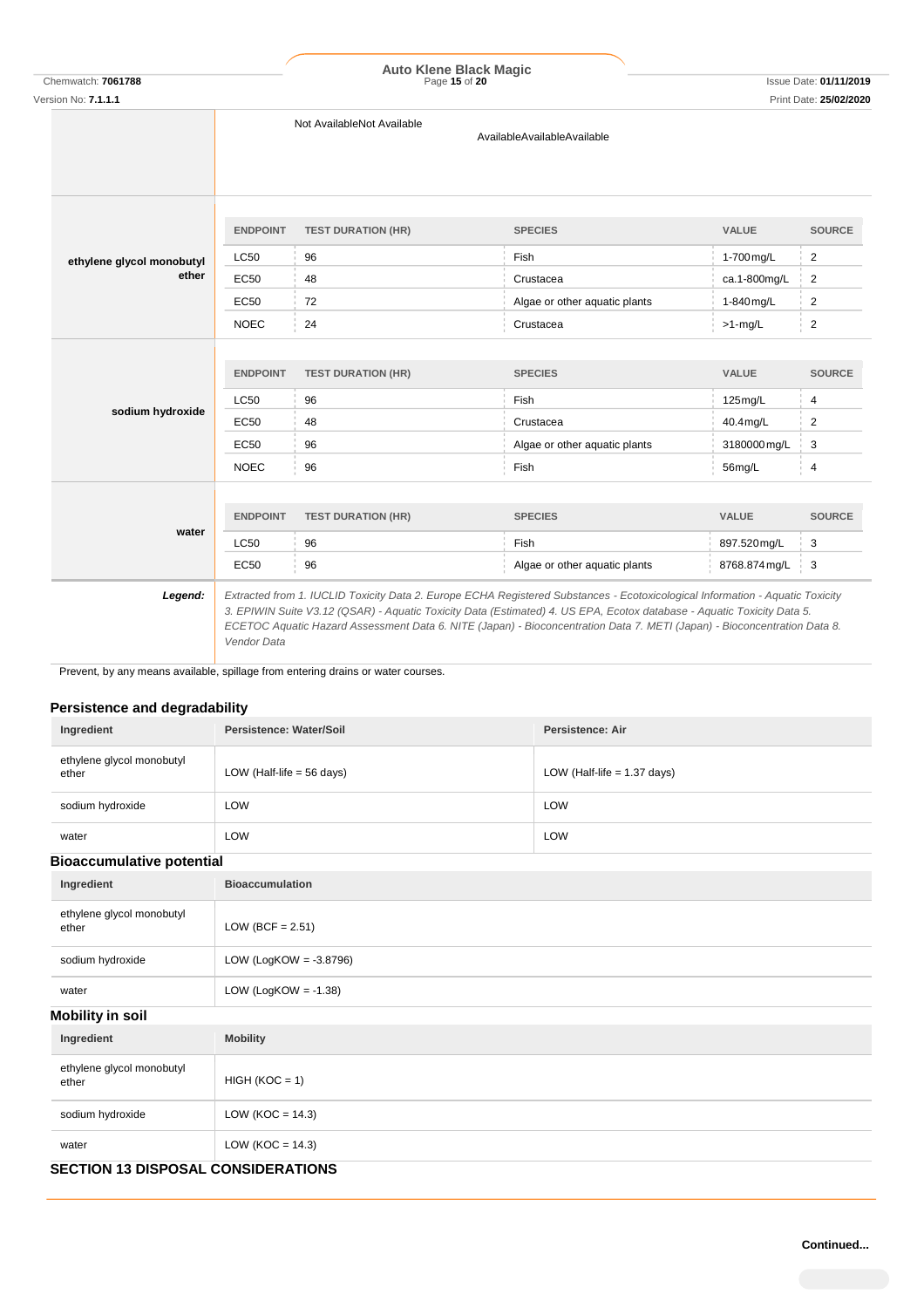Not AvailableNot Available

AvailableAvailableAvailable

**ethylene glycol monobutyl ether**

| ENDPOINT | TEST DURATION (HR) | SPECIES | VALUE | SOURCE |
|---|---|---|---|---|
| LC50 | 96 | Fish | 1-700mg/L | 2 |
| EC50 | 48 | Crustacea | ca.1-800mg/L | 2 |
| EC50 | 72 | Algae or other aquatic plants | 1-840mg/L | 2 |
| NOEC | 24 | Crustacea | >1-mg/L | 2 |

**sodium hydroxide**

| ENDPOINT | TEST DURATION (HR) | SPECIES | VALUE | SOURCE |
|---|---|---|---|---|
| LC50 | 96 | Fish | 125mg/L | 4 |
| EC50 | 48 | Crustacea | 40.4mg/L | 2 |
| EC50 | 96 | Algae or other aquatic plants | 3180000mg/L | 3 |
| NOEC | 96 | Fish | 56mg/L | 4 |

**water**

| ENDPOINT | TEST DURATION (HR) | SPECIES | VALUE | SOURCE |
|---|---|---|---|---|
| LC50 | 96 | Fish | 897.520mg/L | 3 |
| EC50 | 96 | Algae or other aquatic plants | 8768.874mg/L | 3 |

***Legend:*** *Extracted from 1. IUCLID Toxicity Data 2. Europe ECHA Registered Substances - Ecotoxicological Information - Aquatic Toxicity 3. EPIWIN Suite V3.12 (QSAR) - Aquatic Toxicity Data (Estimated) 4. US EPA, Ecotox database - Aquatic Toxicity Data 5. ECETOC Aquatic Hazard Assessment Data 6. NITE (Japan) - Bioconcentration Data 7. METI (Japan) - Bioconcentration Data 8. Vendor Data*

Prevent, by any means available, spillage from entering drains or water courses.

### Persistence and degradability

| Ingredient | Persistence: Water/Soil | Persistence: Air |
|---|---|---|
| ethylene glycol monobutyl ether | LOW (Half-life = 56 days) | LOW (Half-life = 1.37 days) |
| sodium hydroxide | LOW | LOW |
| water | LOW | LOW |

### Bioaccumulative potential

| Ingredient | Bioaccumulation |
|---|---|
| ethylene glycol monobutyl ether | LOW (BCF = 2.51) |
| sodium hydroxide | LOW (LogKOW = -3.8796) |
| water | LOW (LogKOW = -1.38) |

### Mobility in soil

| Ingredient | Mobility |
|---|---|
| ethylene glycol monobutyl ether | HIGH (KOC = 1) |
| sodium hydroxide | LOW (KOC = 14.3) |
| water | LOW (KOC = 14.3) |

## SECTION 13 DISPOSAL CONSIDERATIONS

**Continued...**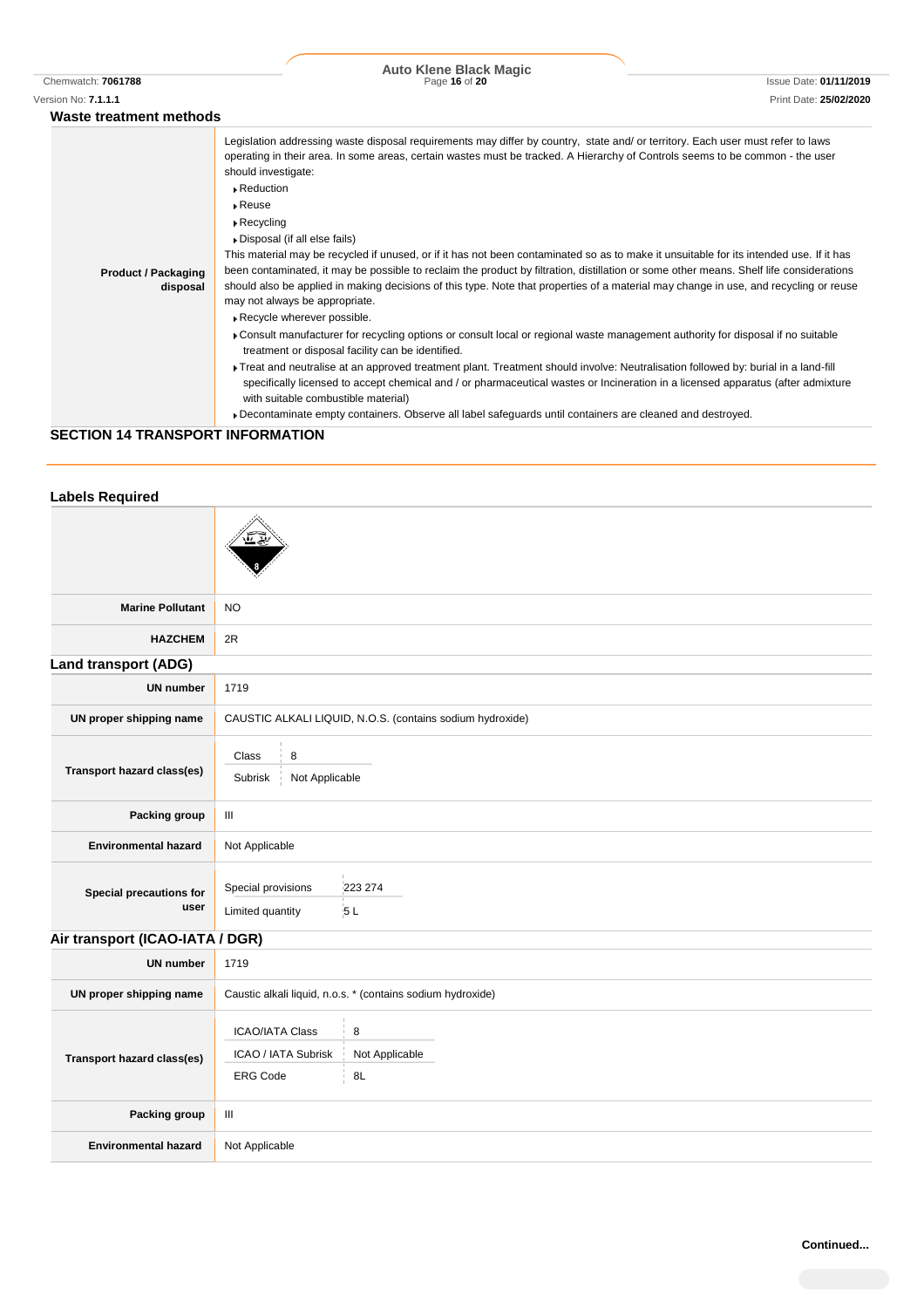### Waste treatment methods

| | |
|---|---|
| **Product / Packaging disposal** | Legislation addressing waste disposal requirements may differ by country, state and/ or territory. Each user must refer to laws operating in their area. In some areas, certain wastes must be tracked. A Hierarchy of Controls seems to be common - the user should investigate:<br>▸ Reduction<br>▸ Reuse<br>▸ Recycling<br>▸ Disposal (if all else fails)<br>This material may be recycled if unused, or if it has not been contaminated so as to make it unsuitable for its intended use. If it has been contaminated, it may be possible to reclaim the product by filtration, distillation or some other means. Shelf life considerations should also be applied in making decisions of this type. Note that properties of a material may change in use, and recycling or reuse may not always be appropriate.<br>▸ Recycle wherever possible.<br>▸ Consult manufacturer for recycling options or consult local or regional waste management authority for disposal if no suitable treatment or disposal facility can be identified.<br>▸ Treat and neutralise at an approved treatment plant. Treatment should involve: Neutralisation followed by: burial in a land-fill specifically licensed to accept chemical and / or pharmaceutical wastes or Incineration in a licensed apparatus (after admixture with suitable combustible material)<br>▸ Decontaminate empty containers. Observe all label safeguards until containers are cleaned and destroyed. |

## SECTION 14 TRANSPORT INFORMATION

### Labels Required

| | |
|---|---|
| | |
| **Marine Pollutant** | NO |
| **HAZCHEM** | 2R |

### Land transport (ADG)

| | |
|---|---|
| **UN number** | 1719 |
| **UN proper shipping name** | CAUSTIC ALKALI LIQUID, N.O.S. (contains sodium hydroxide) |
| **Transport hazard class(es)** | Class: 8<br>Subrisk: Not Applicable |
| **Packing group** | III |
| **Environmental hazard** | Not Applicable |
| **Special precautions for user** | Special provisions: 223 274<br>Limited quantity: 5 L |

### Air transport (ICAO-IATA / DGR)

| | |
|---|---|
| **UN number** | 1719 |
| **UN proper shipping name** | Caustic alkali liquid, n.o.s. * (contains sodium hydroxide) |
| **Transport hazard class(es)** | ICAO/IATA Class: 8<br>ICAO / IATA Subrisk: Not Applicable<br>ERG Code: 8L |
| **Packing group** | III |
| **Environmental hazard** | Not Applicable |

**Continued...**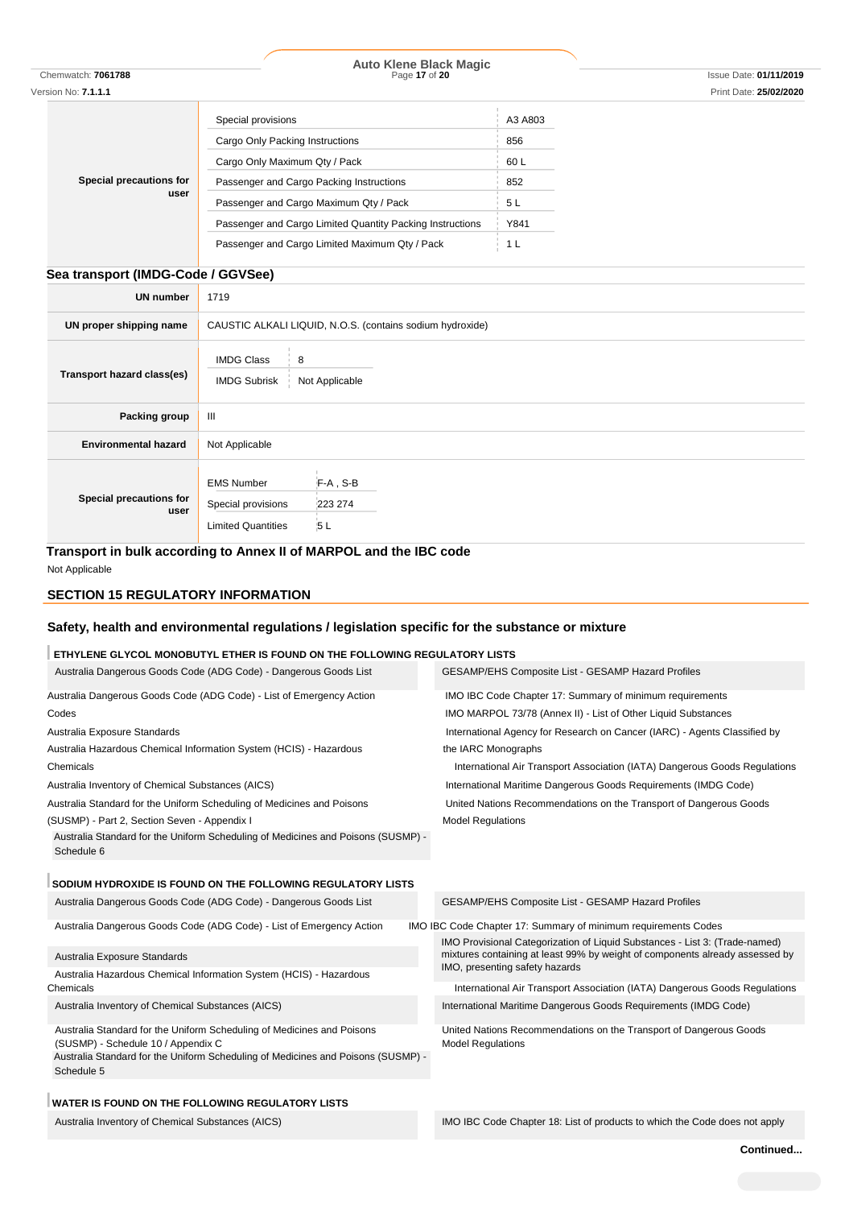| Special precautions for user | | |
|---|---|---|
| | Special provisions | A3 A803 |
| | Cargo Only Packing Instructions | 856 |
| | Cargo Only Maximum Qty / Pack | 60 L |
| | Passenger and Cargo Packing Instructions | 852 |
| | Passenger and Cargo Maximum Qty / Pack | 5 L |
| | Passenger and Cargo Limited Quantity Packing Instructions | Y841 |
| | Passenger and Cargo Limited Maximum Qty / Pack | 1 L |

### Sea transport (IMDG-Code / GGVSee)

| | |
|---|---|
| **UN number** | 1719 |
| **UN proper shipping name** | CAUSTIC ALKALI LIQUID, N.O.S. (contains sodium hydroxide) |
| **Transport hazard class(es)** | IMDG Class: 8<br>IMDG Subrisk: Not Applicable |
| **Packing group** | III |
| **Environmental hazard** | Not Applicable |
| **Special precautions for user** | EMS Number: F-A , S-B<br>Special provisions: 223 274<br>Limited Quantities: 5 L |

### Transport in bulk according to Annex II of MARPOL and the IBC code

Not Applicable

## SECTION 15 REGULATORY INFORMATION

### Safety, health and environmental regulations / legislation specific for the substance or mixture

#### ETHYLENE GLYCOL MONOBUTYL ETHER IS FOUND ON THE FOLLOWING REGULATORY LISTS

| | |
|---|---|
| Australia Dangerous Goods Code (ADG Code) - Dangerous Goods List | GESAMP/EHS Composite List - GESAMP Hazard Profiles |
| Australia Dangerous Goods Code (ADG Code) - List of Emergency Action Codes | IMO IBC Code Chapter 17: Summary of minimum requirements |
| Australia Exposure Standards | IMO MARPOL 73/78 (Annex II) - List of Other Liquid Substances |
| Australia Hazardous Chemical Information System (HCIS) - Hazardous Chemicals | International Agency for Research on Cancer (IARC) - Agents Classified by the IARC Monographs |
| Australia Inventory of Chemical Substances (AICS) | International Air Transport Association (IATA) Dangerous Goods Regulations |
| Australia Standard for the Uniform Scheduling of Medicines and Poisons (SUSMP) - Part 2, Section Seven - Appendix I | International Maritime Dangerous Goods Requirements (IMDG Code) |
| Australia Standard for the Uniform Scheduling of Medicines and Poisons (SUSMP) - Schedule 6 | United Nations Recommendations on the Transport of Dangerous Goods Model Regulations |

#### SODIUM HYDROXIDE IS FOUND ON THE FOLLOWING REGULATORY LISTS

| | |
|---|---|
| Australia Dangerous Goods Code (ADG Code) - Dangerous Goods List | GESAMP/EHS Composite List - GESAMP Hazard Profiles |
| Australia Dangerous Goods Code (ADG Code) - List of Emergency Action Codes | IMO IBC Code Chapter 17: Summary of minimum requirements |
| Australia Exposure Standards | IMO Provisional Categorization of Liquid Substances - List 3: (Trade-named) mixtures containing at least 99% by weight of components already assessed by IMO, presenting safety hazards |
| Australia Hazardous Chemical Information System (HCIS) - Hazardous Chemicals | International Air Transport Association (IATA) Dangerous Goods Regulations |
| Australia Inventory of Chemical Substances (AICS) | International Maritime Dangerous Goods Requirements (IMDG Code) |
| Australia Standard for the Uniform Scheduling of Medicines and Poisons (SUSMP) - Schedule 10 / Appendix C | United Nations Recommendations on the Transport of Dangerous Goods Model Regulations |
| Australia Standard for the Uniform Scheduling of Medicines and Poisons (SUSMP) - Schedule 5 | |

#### WATER IS FOUND ON THE FOLLOWING REGULATORY LISTS

| | |
|---|---|
| Australia Inventory of Chemical Substances (AICS) | IMO IBC Code Chapter 18: List of products to which the Code does not apply |

**Continued...**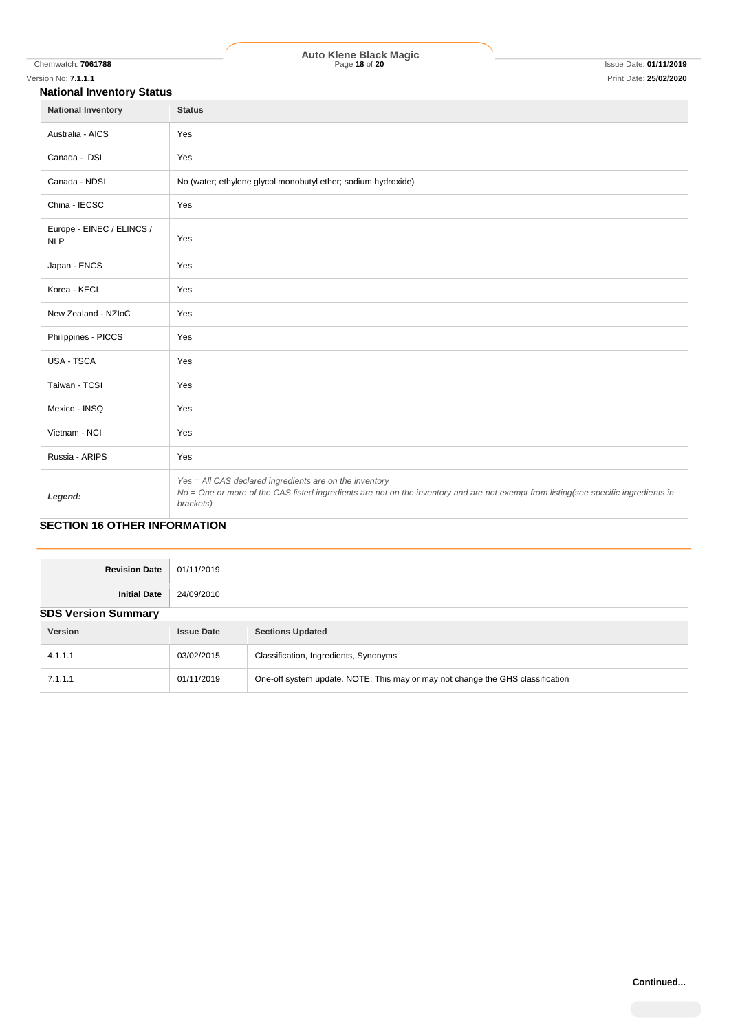### National Inventory Status

| National Inventory | Status |
|---|---|
| Australia - AICS | Yes |
| Canada - DSL | Yes |
| Canada - NDSL | No (water; ethylene glycol monobutyl ether; sodium hydroxide) |
| China - IECSC | Yes |
| Europe - EINEC / ELINCS / NLP | Yes |
| Japan - ENCS | Yes |
| Korea - KECI | Yes |
| New Zealand - NZIoC | Yes |
| Philippines - PICCS | Yes |
| USA - TSCA | Yes |
| Taiwan - TCSI | Yes |
| Mexico - INSQ | Yes |
| Vietnam - NCI | Yes |
| Russia - ARIPS | Yes |
| ***Legend:*** | *Yes = All CAS declared ingredients are on the inventory*<br>*No = One or more of the CAS listed ingredients are not on the inventory and are not exempt from listing(see specific ingredients in brackets)* |

## SECTION 16 OTHER INFORMATION

| | |
|---|---|
| **Revision Date** | 01/11/2019 |
| **Initial Date** | 24/09/2010 |

### SDS Version Summary

| Version | Issue Date | Sections Updated |
|---|---|---|
| 4.1.1.1 | 03/02/2015 | Classification, Ingredients, Synonyms |
| 7.1.1.1 | 01/11/2019 | One-off system update. NOTE: This may or may not change the GHS classification |

**Continued...**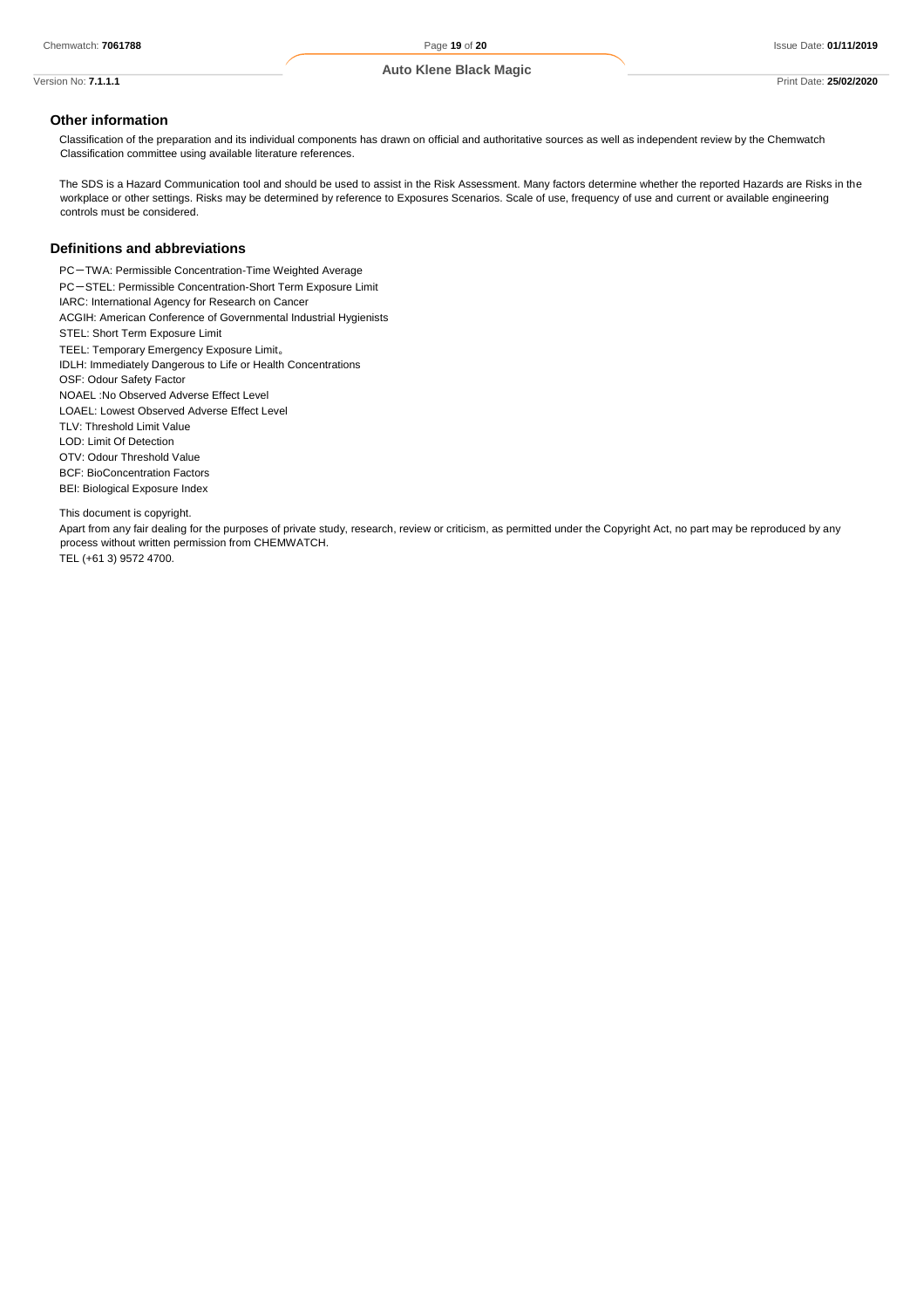## Other information

Classification of the preparation and its individual components has drawn on official and authoritative sources as well as independent review by the Chemwatch Classification committee using available literature references.

The SDS is a Hazard Communication tool and should be used to assist in the Risk Assessment. Many factors determine whether the reported Hazards are Risks in the workplace or other settings. Risks may be determined by reference to Exposures Scenarios. Scale of use, frequency of use and current or available engineering controls must be considered.

## Definitions and abbreviations

PC－TWA: Permissible Concentration-Time Weighted Average
PC－STEL: Permissible Concentration-Short Term Exposure Limit
IARC: International Agency for Research on Cancer
ACGIH: American Conference of Governmental Industrial Hygienists
STEL: Short Term Exposure Limit
TEEL: Temporary Emergency Exposure Limit。
IDLH: Immediately Dangerous to Life or Health Concentrations
OSF: Odour Safety Factor
NOAEL :No Observed Adverse Effect Level
LOAEL: Lowest Observed Adverse Effect Level
TLV: Threshold Limit Value
LOD: Limit Of Detection
OTV: Odour Threshold Value
BCF: BioConcentration Factors
BEI: Biological Exposure Index

This document is copyright.

Apart from any fair dealing for the purposes of private study, research, review or criticism, as permitted under the Copyright Act, no part may be reproduced by any process without written permission from CHEMWATCH.

TEL (+61 3) 9572 4700.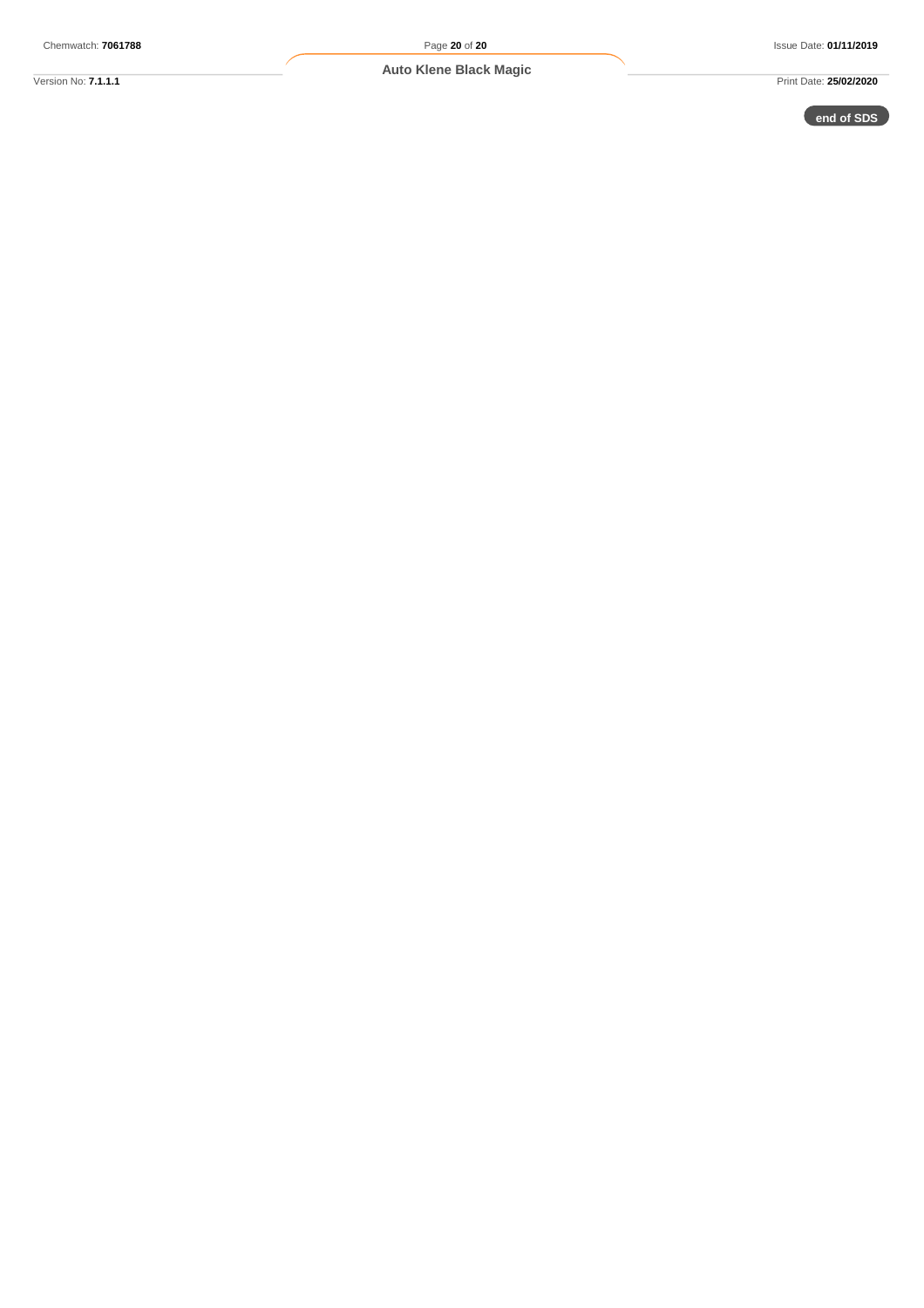end of SDS